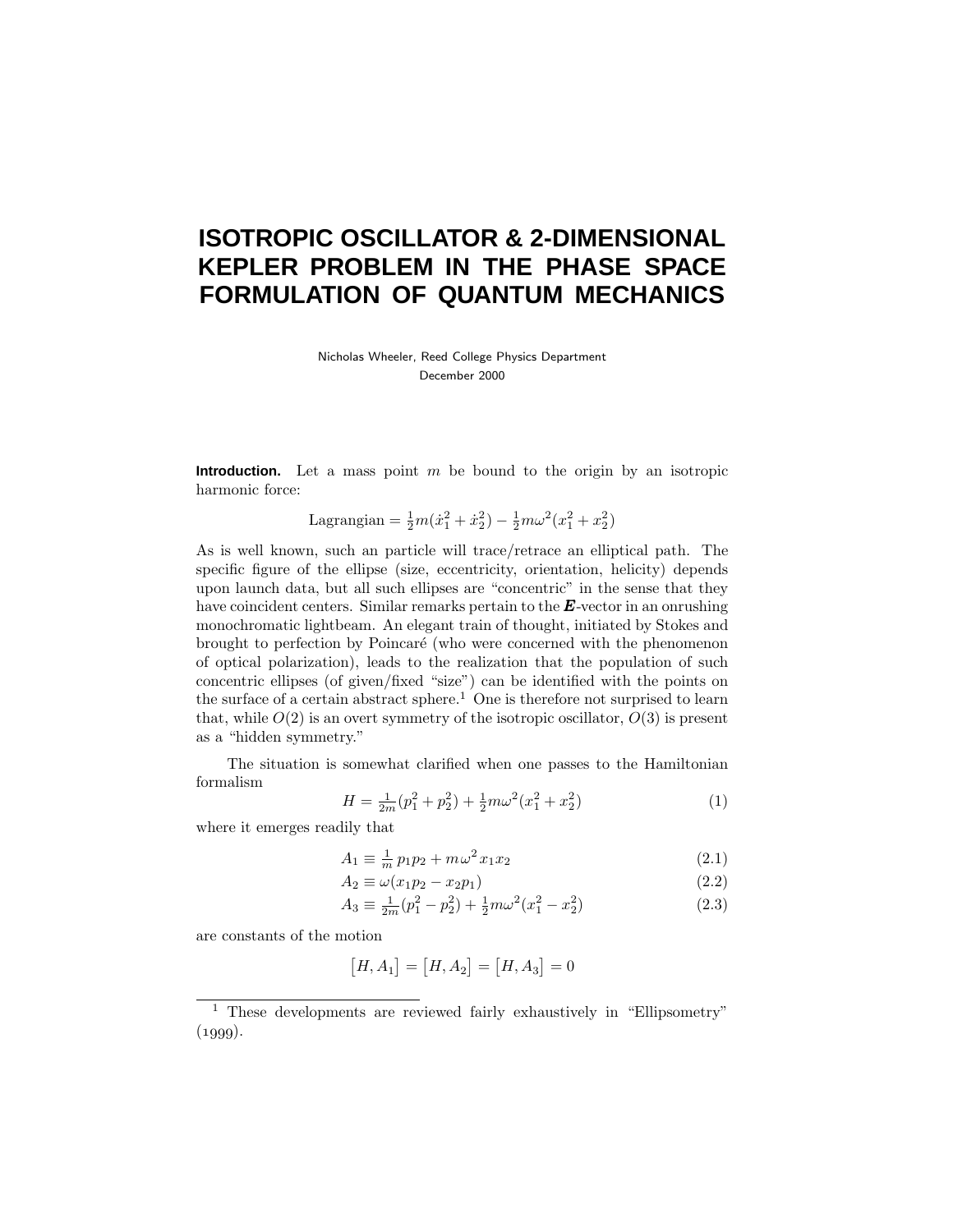# ISOTROPIC OSCILLATOR & 2-DIMENSIONAL KEPLER PROBLEM IN THE PHASE SPACE FORMULATION OF QUANTUM MECHANICS

Nicholas Wheeler, Reed College Physics Department
December 2000

**Introduction.** Let a mass point $m$ be bound to the origin by an isotropic harmonic force:

$$\text{Lagrangian} = \tfrac{1}{2}m(\dot{x}_1^2 + \dot{x}_2^2) - \tfrac{1}{2}m\omega^2(x_1^2 + x_2^2)$$

As is well known, such an particle will trace/retrace an elliptical path. The specific figure of the ellipse (size, eccentricity, orientation, helicity) depends upon launch data, but all such ellipses are "concentric" in the sense that they have coincident centers. Similar remarks pertain to the $\boldsymbol{E}$-vector in an onrushing monochromatic lightbeam. An elegant train of thought, initiated by Stokes and brought to perfection by Poincaré (who were concerned with the phenomenon of optical polarization), leads to the realization that the population of such concentric ellipses (of given/fixed "size") can be identified with the points on the surface of a certain abstract sphere.[1] One is therefore not surprised to learn that, while $O(2)$ is an overt symmetry of the isotropic oscillator, $O(3)$ is present as a "hidden symmetry."

The situation is somewhat clarified when one passes to the Hamiltonian formalism

$$H = \tfrac{1}{2m}(p_1^2 + p_2^2) + \tfrac{1}{2}m\omega^2(x_1^2 + x_2^2) \tag{1}$$

where it emerges readily that

$$A_1 \equiv \tfrac{1}{m}\, p_1 p_2 + m\omega^2 x_1 x_2 \tag{2.1}$$

$$A_2 \equiv \omega(x_1 p_2 - x_2 p_1) \tag{2.2}$$

$$A_3 \equiv \tfrac{1}{2m}(p_1^2 - p_2^2) + \tfrac{1}{2}m\omega^2(x_1^2 - x_2^2) \tag{2.3}$$

are constants of the motion

$$\big[H, A_1\big] = \big[H, A_2\big] = \big[H, A_3\big] = 0$$

[1] These developments are reviewed fairly exhaustively in "Ellipsometry" (1999).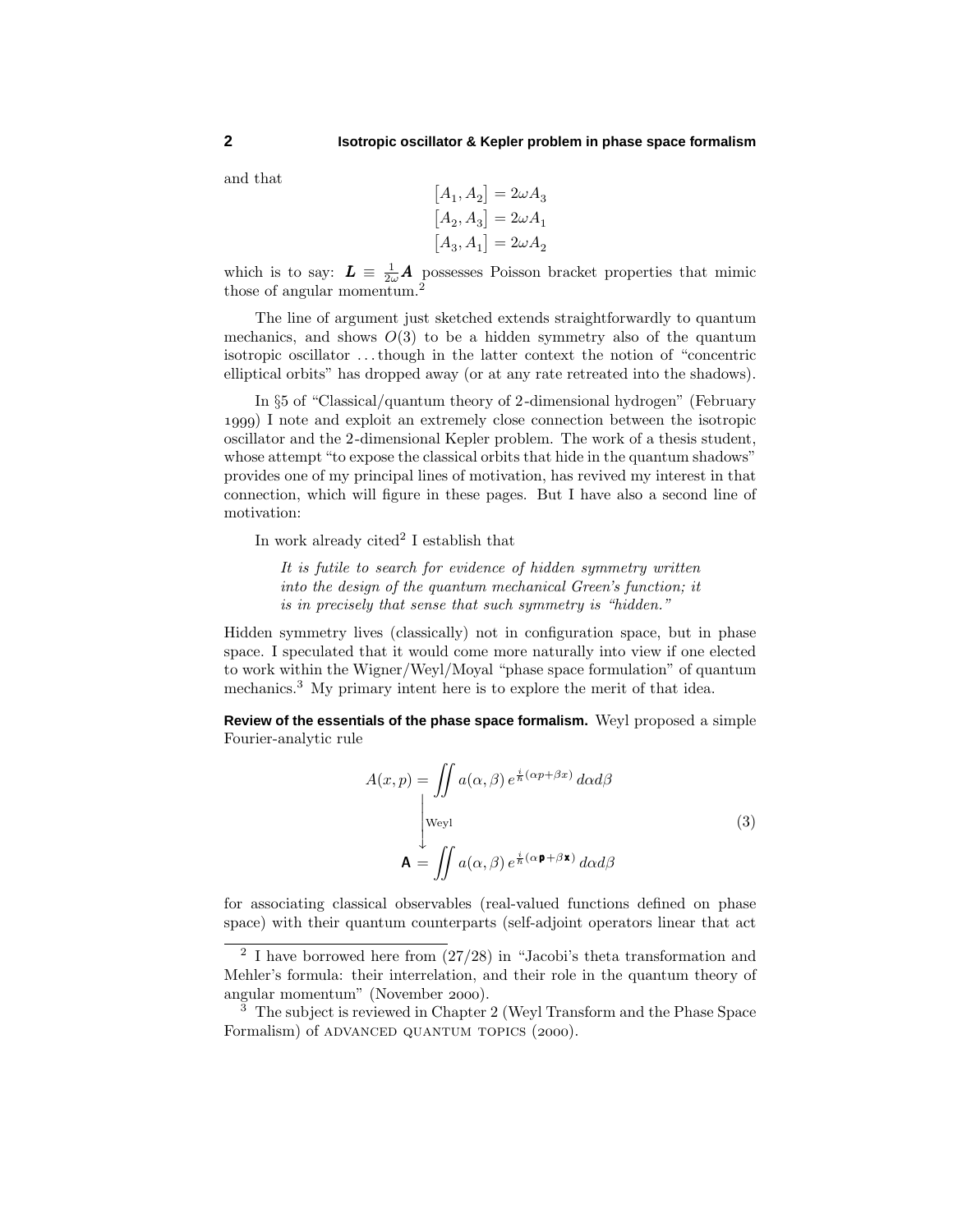and that

$$
\begin{aligned}
[A_1, A_2] &= 2\omega A_3 \\
[A_2, A_3] &= 2\omega A_1 \\
[A_3, A_1] &= 2\omega A_2
\end{aligned}
$$

which is to say: $\boldsymbol{L} \equiv \frac{1}{2\omega}\boldsymbol{A}$ possesses Poisson bracket properties that mimic those of angular momentum.[2]

The line of argument just sketched extends straightforwardly to quantum mechanics, and shows $O(3)$ to be a hidden symmetry also of the quantum isotropic oscillator ...though in the latter context the notion of "concentric elliptical orbits" has dropped away (or at any rate retreated into the shadows).

In §5 of "Classical/quantum theory of 2-dimensional hydrogen" (February 1999) I note and exploit an extremely close connection between the isotropic oscillator and the 2-dimensional Kepler problem. The work of a thesis student, whose attempt "to expose the classical orbits that hide in the quantum shadows" provides one of my principal lines of motivation, has revived my interest in that connection, which will figure in these pages. But I have also a second line of motivation:

In work already cited[2] I establish that

> *It is futile to search for evidence of hidden symmetry written into the design of the quantum mechanical Green's function; it is in precisely that sense that such symmetry is "hidden."*

Hidden symmetry lives (classically) not in configuration space, but in phase space. I speculated that it would come more naturally into view if one elected to work within the Wigner/Weyl/Moyal "phase space formulation" of quantum mechanics.[3] My primary intent here is to explore the merit of that idea.

**Review of the essentials of the phase space formalism.** Weyl proposed a simple Fourier-analytic rule

$$
\begin{aligned}
A(x,p) &= \iint a(\alpha,\beta)\, e^{\frac{i}{\hbar}(\alpha p + \beta x)}\, d\alpha d\beta \\
&\quad\Big\downarrow \text{Weyl} \\
\mathbf{A} &= \iint a(\alpha,\beta)\, e^{\frac{i}{\hbar}(\alpha \mathbf{p} + \beta \mathbf{x})}\, d\alpha d\beta
\end{aligned}
\tag{3}
$$

for associating classical observables (real-valued functions defined on phase space) with their quantum counterparts (self-adjoint operators linear that act

---

[2] I have borrowed here from (27/28) in "Jacobi's theta transformation and Mehler's formula: their interrelation, and their role in the quantum theory of angular momentum" (November 2000).

[3] The subject is reviewed in Chapter 2 (Weyl Transform and the Phase Space Formalism) of ADVANCED QUANTUM TOPICS (2000).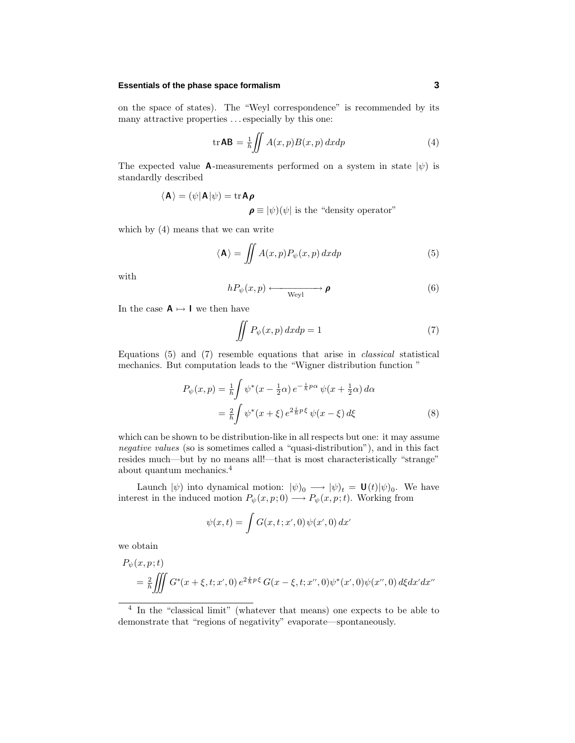on the space of states). The "Weyl correspondence" is recommended by its many attractive properties . . . especially by this one:

$$\mathrm{tr}\,\mathbf{A}\mathbf{B} = \tfrac{1}{h}\iint A(x,p)B(x,p)\,dxdp \tag{4}$$

The expected value $\mathbf{A}$-measurements performed on a system in state $|\psi)$ is standardly described

$$\langle\mathbf{A}\rangle = (\psi|\mathbf{A}|\psi) = \mathrm{tr}\,\mathbf{A}\boldsymbol{\rho}$$

$$\boldsymbol{\rho} \equiv |\psi)(\psi| \text{ is the "density operator"}$$

which by (4) means that we can write

$$\langle\mathbf{A}\rangle = \iint A(x,p)P_\psi(x,p)\,dxdp \tag{5}$$

with

$$hP_\psi(x,p) \xleftrightarrow[\text{Weyl}]{} \boldsymbol{\rho} \tag{6}$$

In the case $\mathbf{A} \mapsto \mathbf{I}$ we then have

$$\iint P_\psi(x,p)\,dxdp = 1 \tag{7}$$

Equations (5) and (7) resemble equations that arise in *classical* statistical mechanics. But computation leads to the "Wigner distribution function"

$$\begin{aligned} P_\psi(x,p) &= \tfrac{1}{h}\int \psi^*(x-\tfrac{1}{2}\alpha)\,e^{-\frac{i}{\hbar}p\alpha}\,\psi(x+\tfrac{1}{2}\alpha)\,d\alpha \\ &= \tfrac{2}{h}\int \psi^*(x+\xi)\,e^{2\frac{i}{\hbar}p\,\xi}\,\psi(x-\xi)\,d\xi \end{aligned} \tag{8}$$

which can be shown to be distribution-like in all respects but one: it may assume *negative values* (so is sometimes called a "quasi-distribution"), and in this fact resides much—but by no means all!—that is most characteristically "strange" about quantum mechanics.[4]

Launch $|\psi)$ into dynamical motion: $|\psi)_0 \longrightarrow |\psi)_t = \mathbf{U}(t)|\psi)_0$. We have interest in the induced motion $P_\psi(x,p;0) \longrightarrow P_\psi(x,p;t)$. Working from

$$\psi(x,t) = \int G(x,t;x',0)\,\psi(x',0)\,dx'$$

we obtain

$$\begin{aligned} &P_\psi(x,p;t) \\ &\quad= \tfrac{2}{h}\iiint G^*(x+\xi,t;x',0)\,e^{2\frac{i}{\hbar}p\,\xi}\,G(x-\xi,t;x'',0)\psi^*(x',0)\psi(x'',0)\,d\xi dx'dx'' \end{aligned}$$

[4] In the "classical limit" (whatever that means) one expects to be able to demonstrate that "regions of negativity" evaporate—spontaneously.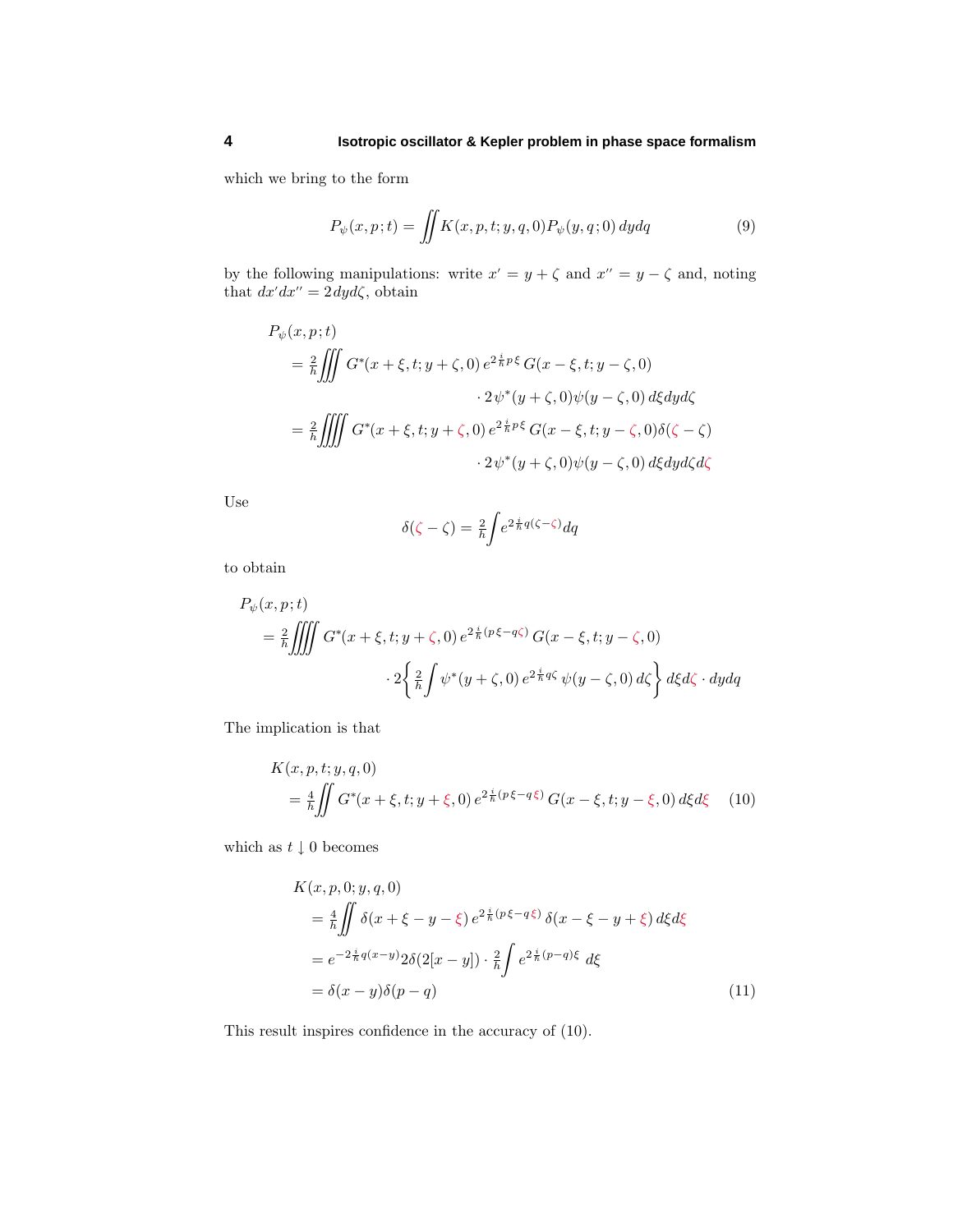which we bring to the form

$$P_\psi(x,p;t) = \iint K(x,p,t;y,q,0)P_\psi(y,q;0)\,dydq \tag{9}$$

by the following manipulations: write $x' = y + \zeta$ and $x'' = y - \zeta$ and, noting that $dx'dx'' = 2\,dyd\zeta$, obtain

$$\begin{aligned}
&P_\psi(x,p;t)\\
&\quad= \tfrac{2}{h}\iiint G^*(x+\xi,t;y+\zeta,0)\,e^{2\frac{i}{\hbar}p\,\xi}\,G(x-\xi,t;y-\zeta,0)\\
&\qquad\qquad\qquad\qquad\cdot 2\,\psi^*(y+\zeta,0)\psi(y-\zeta,0)\,d\xi dy d\zeta\\
&\quad= \tfrac{2}{h}\iiiint G^*(x+\xi,t;y+\zeta,0)\,e^{2\frac{i}{\hbar}p\,\xi}\,G(x-\xi,t;y-\zeta,0)\delta(\zeta-\zeta)\\
&\qquad\qquad\qquad\qquad\cdot 2\,\psi^*(y+\zeta,0)\psi(y-\zeta,0)\,d\xi dy d\zeta d\zeta
\end{aligned}$$

Use

$$\delta(\zeta-\zeta) = \tfrac{2}{h}\int e^{2\frac{i}{\hbar}q(\zeta-\zeta)}dq$$

to obtain

$$\begin{aligned}
&P_\psi(x,p;t)\\
&\quad= \tfrac{2}{h}\iiiint G^*(x+\xi,t;y+\zeta,0)\,e^{2\frac{i}{\hbar}(p\,\xi-q\zeta)}\,G(x-\xi,t;y-\zeta,0)\\
&\qquad\qquad\qquad\cdot 2\left\{\tfrac{2}{h}\int \psi^*(y+\zeta,0)\,e^{2\frac{i}{\hbar}q\zeta}\,\psi(y-\zeta,0)\,d\zeta\right\}d\xi d\zeta\cdot dydq
\end{aligned}$$

The implication is that

$$\begin{aligned}
&K(x,p,t;y,q,0)\\
&\quad= \tfrac{4}{h}\iint G^*(x+\xi,t;y+\xi,0)\,e^{2\frac{i}{\hbar}(p\,\xi-q\,\xi)}\,G(x-\xi,t;y-\xi,0)\,d\xi d\xi
\end{aligned} \tag{10}$$

which as $t\downarrow 0$ becomes

$$\begin{aligned}
&K(x,p,0;y,q,0)\\
&\quad= \tfrac{4}{h}\iint \delta(x+\xi-y-\xi)\,e^{2\frac{i}{\hbar}(p\,\xi-q\,\xi)}\,\delta(x-\xi-y+\xi)\,d\xi d\xi\\
&\quad= e^{-2\frac{i}{\hbar}q(x-y)}2\delta(2[x-y])\cdot\tfrac{2}{h}\int e^{2\frac{i}{\hbar}(p-q)\xi}\,d\xi\\
&\quad= \delta(x-y)\delta(p-q)
\end{aligned} \tag{11}$$

This result inspires confidence in the accuracy of (10).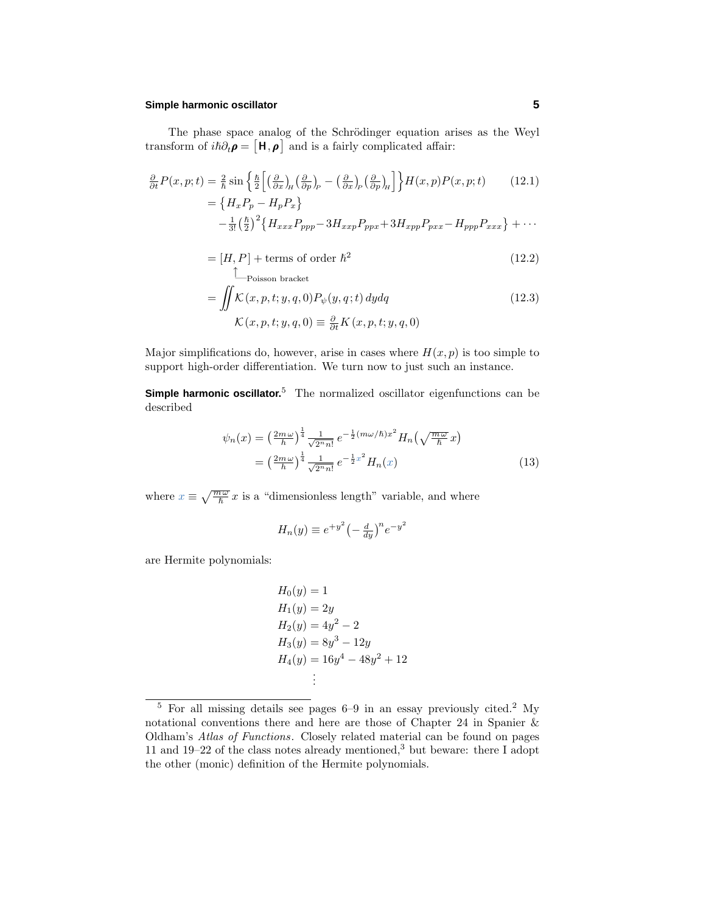The phase space analog of the Schrödinger equation arises as the Weyl transform of $i\hbar\partial_t\boldsymbol{\rho} = \big[\mathbf{H}, \boldsymbol{\rho}\big]$ and is a fairly complicated affair:

$$
\begin{aligned}
\tfrac{\partial}{\partial t}P(x,p;t) &= \tfrac{2}{\hbar}\sin\Big\{\tfrac{\hbar}{2}\Big[\big(\tfrac{\partial}{\partial x}\big)_H\big(\tfrac{\partial}{\partial p}\big)_P - \big(\tfrac{\partial}{\partial x}\big)_P\big(\tfrac{\partial}{\partial p}\big)_H\Big]\Big\}H(x,p)P(x,p;t) \qquad (12.1)\\
&= \big\{H_xP_p - H_pP_x\big\}\\
&\quad -\tfrac{1}{3!}\big(\tfrac{\hbar}{2}\big)^2\big\{H_{xxx}P_{ppp} - 3H_{xxp}P_{ppx} + 3H_{xpp}P_{pxx} - H_{ppp}P_{xxx}\big\} + \cdots\\
&= [H,P] + \text{terms of order } \hbar^2 \qquad (12.2)\\
&\quad\ \ \ \llcorner\text{Poisson bracket}\\
&= \iint \mathcal{K}(x,p,t;y,q,0)P_\psi(y,q;t)\,dydq \qquad (12.3)\\
&\qquad \mathcal{K}(x,p,t;y,q,0) \equiv \tfrac{\partial}{\partial t}K(x,p,t;y,q,0)
\end{aligned}
$$

Major simplifications do, however, arise in cases where $H(x,p)$ is too simple to support high-order differentiation. We turn now to just such an instance.

**Simple harmonic oscillator.**[5] The normalized oscillator eigenfunctions can be described

$$
\begin{aligned}
\psi_n(x) &= \big(\tfrac{2m\omega}{\hbar}\big)^{\frac{1}{4}}\tfrac{1}{\sqrt{2^n n!}}\,e^{-\frac{1}{2}(m\omega/\hbar)x^2}H_n\big(\sqrt{\tfrac{m\omega}{\hbar}}\,x\big)\\
&= \big(\tfrac{2m\omega}{\hbar}\big)^{\frac{1}{4}}\tfrac{1}{\sqrt{2^n n!}}\,e^{-\frac{1}{2}x^2}H_n(x) \qquad (13)
\end{aligned}
$$

where $x \equiv \sqrt{\frac{m\omega}{\hbar}}\,x$ is a "dimensionless length" variable, and where

$$
H_n(y) \equiv e^{+y^2}\big(-\tfrac{d}{dy}\big)^n e^{-y^2}
$$

are Hermite polynomials:

$$
\begin{aligned}
H_0(y) &= 1\\
H_1(y) &= 2y\\
H_2(y) &= 4y^2 - 2\\
H_3(y) &= 8y^3 - 12y\\
H_4(y) &= 16y^4 - 48y^2 + 12\\
&\ \ \vdots
\end{aligned}
$$

---

[5] For all missing details see pages 6–9 in an essay previously cited.[2] My notational conventions there and here are those of Chapter 24 in Spanier & Oldham's *Atlas of Functions*. Closely related material can be found on pages 11 and 19–22 of the class notes already mentioned,[3] but beware: there I adopt the other (monic) definition of the Hermite polynomials.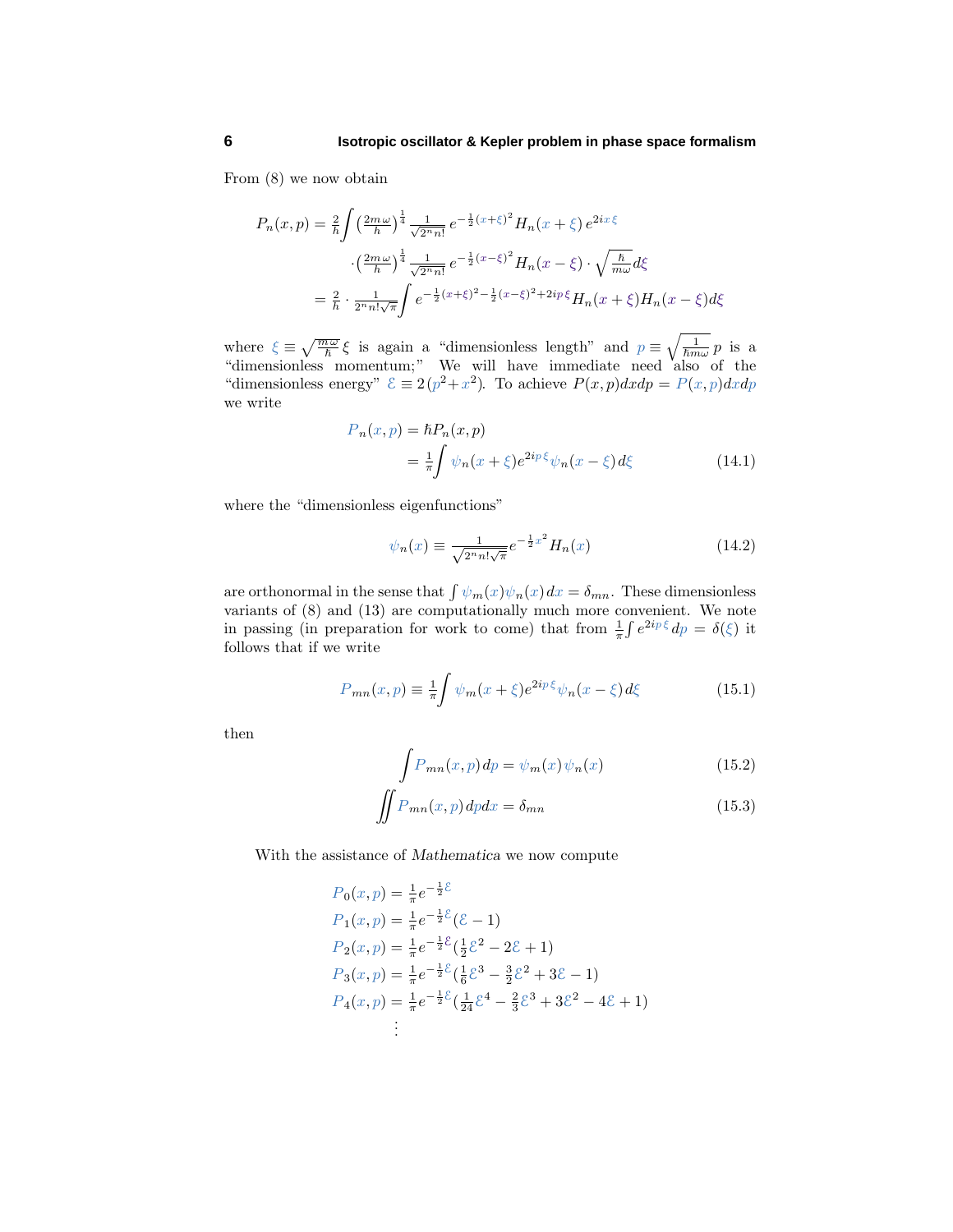From (8) we now obtain

$$
\begin{aligned}
P_n(x,p) = \tfrac{2}{h}\int \left(\tfrac{2m\omega}{h}\right)^{\frac{1}{4}} \tfrac{1}{\sqrt{2^n n!}}\, e^{-\frac{1}{2}(x+\xi)^2} H_n(x+\xi)\, e^{2ix\xi} \\
\cdot \left(\tfrac{2m\omega}{h}\right)^{\frac{1}{4}} \tfrac{1}{\sqrt{2^n n!}}\, e^{-\frac{1}{2}(x-\xi)^2} H_n(x-\xi) \cdot \sqrt{\tfrac{\hbar}{m\omega}}\, d\xi \\
= \tfrac{2}{h} \cdot \tfrac{1}{2^n n! \sqrt{\pi}} \int e^{-\frac{1}{2}(x+\xi)^2 - \frac{1}{2}(x-\xi)^2 + 2ip\xi} H_n(x+\xi) H_n(x-\xi)\, d\xi
\end{aligned}
$$

where $\xi \equiv \sqrt{\frac{m\omega}{\hbar}}\,\xi$ is again a "dimensionless length" and $p \equiv \sqrt{\frac{1}{\hbar m\omega}}\,p$ is a "dimensionless momentum;" We will have immediate need also of the "dimensionless energy" $\mathcal{E} \equiv 2(p^2 + x^2)$. To achieve $P(x,p)dxdp = P(x,p)dxdp$ we write

$$
\begin{aligned}
P_n(x,p) &= \hbar P_n(x,p) \\
&= \tfrac{1}{\pi}\int \psi_n(x+\xi) e^{2ip\xi} \psi_n(x-\xi)\, d\xi
\end{aligned}
\tag{14.1}
$$

where the "dimensionless eigenfunctions"

$$
\psi_n(x) \equiv \tfrac{1}{\sqrt{2^n n! \sqrt{\pi}}} e^{-\frac{1}{2}x^2} H_n(x) \tag{14.2}
$$

are orthonormal in the sense that $\int \psi_m(x)\psi_n(x)\,dx = \delta_{mn}$. These dimensionless variants of (8) and (13) are computationally much more convenient. We note in passing (in preparation for work to come) that from $\frac{1}{\pi}\int e^{2ip\xi}\,dp = \delta(\xi)$ it follows that if we write

$$
P_{mn}(x,p) \equiv \tfrac{1}{\pi}\int \psi_m(x+\xi) e^{2ip\xi} \psi_n(x-\xi)\, d\xi \tag{15.1}
$$

then

$$
\int P_{mn}(x,p)\, dp = \psi_m(x)\,\psi_n(x) \tag{15.2}
$$

$$
\iint P_{mn}(x,p)\, dp dx = \delta_{mn} \tag{15.3}
$$

With the assistance of *Mathematica* we now compute

$$
\begin{aligned}
P_0(x,p) &= \tfrac{1}{\pi} e^{-\frac{1}{2}\mathcal{E}} \\
P_1(x,p) &= \tfrac{1}{\pi} e^{-\frac{1}{2}\mathcal{E}} (\mathcal{E} - 1) \\
P_2(x,p) &= \tfrac{1}{\pi} e^{-\frac{1}{2}\mathcal{E}} (\tfrac{1}{2}\mathcal{E}^2 - 2\mathcal{E} + 1) \\
P_3(x,p) &= \tfrac{1}{\pi} e^{-\frac{1}{2}\mathcal{E}} (\tfrac{1}{6}\mathcal{E}^3 - \tfrac{3}{2}\mathcal{E}^2 + 3\mathcal{E} - 1) \\
P_4(x,p) &= \tfrac{1}{\pi} e^{-\frac{1}{2}\mathcal{E}} (\tfrac{1}{24}\mathcal{E}^4 - \tfrac{2}{3}\mathcal{E}^3 + 3\mathcal{E}^2 - 4\mathcal{E} + 1) \\
&\;\;\vdots
\end{aligned}
$$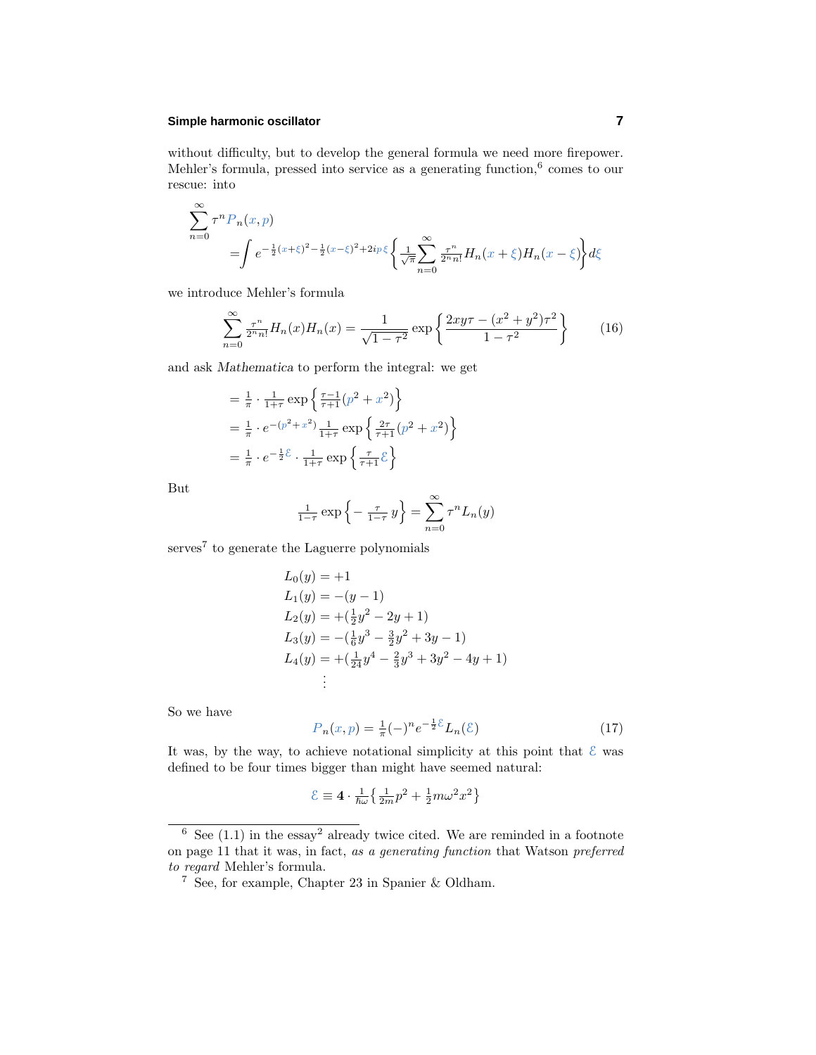without difficulty, but to develop the general formula we need more firepower. Mehler's formula, pressed into service as a generating function,[6] comes to our rescue: into

$$\sum_{n=0}^{\infty} \tau^n P_n(x,p) = \int e^{-\frac{1}{2}(x+\xi)^2 - \frac{1}{2}(x-\xi)^2 + 2ip\,\xi} \Big\{ \tfrac{1}{\sqrt{\pi}} \sum_{n=0}^{\infty} \tfrac{\tau^n}{2^n n!} H_n(x+\xi) H_n(x-\xi) \Big\} d\xi$$

we introduce Mehler's formula

$$\sum_{n=0}^{\infty} \tfrac{\tau^n}{2^n n!} H_n(x) H_n(x) = \frac{1}{\sqrt{1-\tau^2}} \exp\left\{ \frac{2xy\tau - (x^2+y^2)\tau^2}{1-\tau^2} \right\} \tag{16}$$

and ask *Mathematica* to perform the integral: we get

$$\begin{aligned}
&= \tfrac{1}{\pi} \cdot \tfrac{1}{1+\tau} \exp\left\{ \tfrac{\tau-1}{\tau+1}(p^2 + x^2) \right\} \\
&= \tfrac{1}{\pi} \cdot e^{-(p^2+x^2)} \tfrac{1}{1+\tau} \exp\left\{ \tfrac{2\tau}{\tau+1}(p^2 + x^2) \right\} \\
&= \tfrac{1}{\pi} \cdot e^{-\frac{1}{2}\mathcal{E}} \cdot \tfrac{1}{1+\tau} \exp\left\{ \tfrac{\tau}{\tau+1} \mathcal{E} \right\}
\end{aligned}$$

But

$$\tfrac{1}{1-\tau} \exp\left\{ -\tfrac{\tau}{1-\tau}\, y \right\} = \sum_{n=0}^{\infty} \tau^n L_n(y)$$

serves[7] to generate the Laguerre polynomials

$$\begin{aligned}
L_0(y) &= +1 \\
L_1(y) &= -(y-1) \\
L_2(y) &= +(\tfrac{1}{2}y^2 - 2y + 1) \\
L_3(y) &= -(\tfrac{1}{6}y^3 - \tfrac{3}{2}y^2 + 3y - 1) \\
L_4(y) &= +(\tfrac{1}{24}y^4 - \tfrac{2}{3}y^3 + 3y^2 - 4y + 1) \\
&\;\;\vdots
\end{aligned}$$

So we have

$$P_n(x,p) = \tfrac{1}{\pi}(-)^n e^{-\frac{1}{2}\mathcal{E}} L_n(\mathcal{E}) \tag{17}$$

It was, by the way, to achieve notational simplicity at this point that $\mathcal{E}$ was defined to be four times bigger than might have seemed natural:

$$\mathcal{E} \equiv \mathbf{4} \cdot \tfrac{1}{\hbar\omega} \left\{ \tfrac{1}{2m} p^2 + \tfrac{1}{2} m\omega^2 x^2 \right\}$$

---

[6] See (1.1) in the essay[2] already twice cited. We are reminded in a footnote on page 11 that it was, in fact, *as a generating function* that Watson *preferred to regard* Mehler's formula.

[7] See, for example, Chapter 23 in Spanier & Oldham.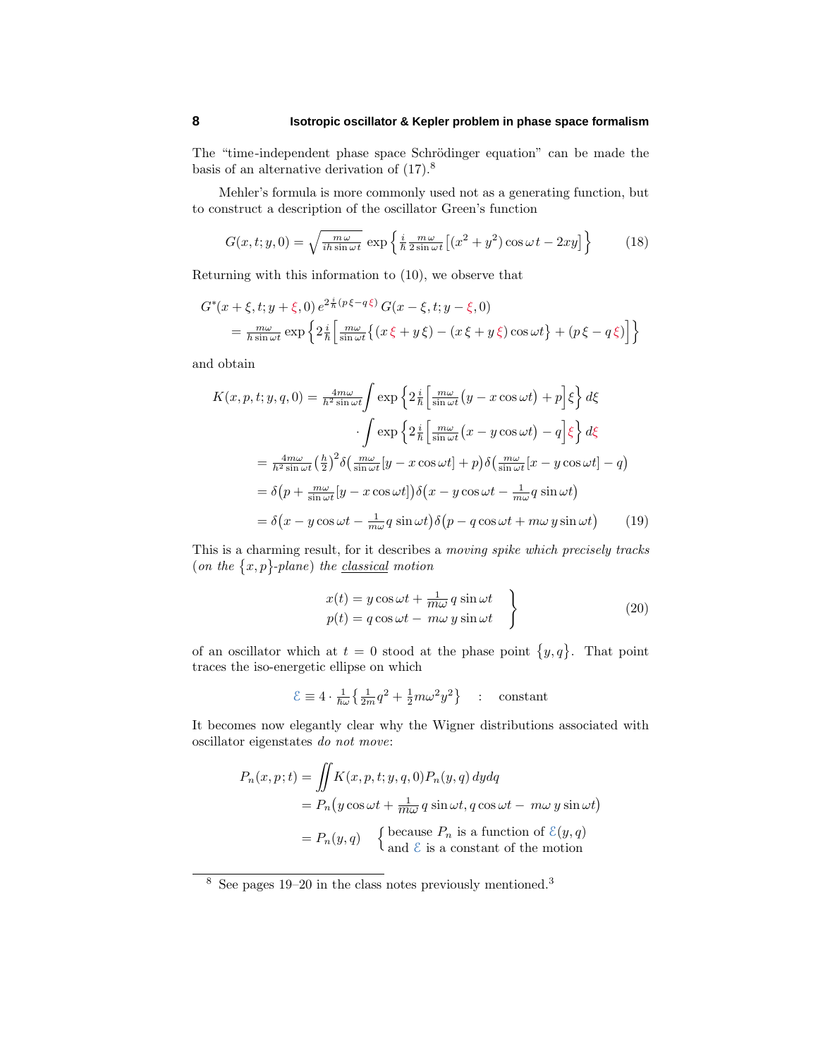The "time-independent phase space Schrödinger equation" can be made the basis of an alternative derivation of (17).[8]

Mehler's formula is more commonly used not as a generating function, but to construct a description of the oscillator Green's function

$$G(x,t;y,0) = \sqrt{\tfrac{m\,\omega}{ih\sin\omega t}}\;\exp\Big\{\tfrac{i}{\hbar}\tfrac{m\,\omega}{2\sin\omega t}\big[(x^2+y^2)\cos\omega t - 2xy\big]\Big\} \tag{18}$$

Returning with this information to (10), we observe that

$$\begin{aligned}
&G^*(x+\xi,t;y+\xi,0)\,e^{2\frac{i}{\hbar}(p\,\xi - q\,\xi)}\,G(x-\xi,t;y-\xi,0)\\
&\quad = \tfrac{m\omega}{h\sin\omega t}\exp\Big\{2\tfrac{i}{\hbar}\Big[\tfrac{m\omega}{\sin\omega t}\big\{(x\,\xi + y\,\xi) - (x\,\xi + y\,\xi)\cos\omega t\big\} + (p\,\xi - q\,\xi)\Big]\Big\}
\end{aligned}$$

and obtain

$$\begin{aligned}
K(x,p,t;y,q,0) &= \tfrac{4m\omega}{h^2\sin\omega t}\int\exp\Big\{2\tfrac{i}{\hbar}\Big[\tfrac{m\omega}{\sin\omega t}\big(y - x\cos\omega t\big) + p\Big]\xi\Big\}\,d\xi\\
&\qquad\cdot\int\exp\Big\{2\tfrac{i}{\hbar}\Big[\tfrac{m\omega}{\sin\omega t}\big(x - y\cos\omega t\big) - q\Big]\xi\Big\}\,d\xi\\
&= \tfrac{4m\omega}{h^2\sin\omega t}\big(\tfrac{h}{2}\big)^2\delta\big(\tfrac{m\omega}{\sin\omega t}[y - x\cos\omega t] + p\big)\,\delta\big(\tfrac{m\omega}{\sin\omega t}[x - y\cos\omega t] - q\big)\\
&= \delta\big(p + \tfrac{m\omega}{\sin\omega t}[y - x\cos\omega t]\big)\,\delta\big(x - y\cos\omega t - \tfrac{1}{m\omega}q\sin\omega t\big)\\
&= \delta\big(x - y\cos\omega t - \tfrac{1}{m\omega}q\sin\omega t\big)\,\delta\big(p - q\cos\omega t + m\omega\,y\sin\omega t\big)
\end{aligned} \tag{19}$$

This is a charming result, for it describes a *moving spike which precisely tracks* (*on the* $\{x,p\}$*-plane*) *the* *classical* *motion*

$$\left.\begin{aligned}
x(t) &= y\cos\omega t + \tfrac{1}{m\omega}\,q\sin\omega t\\
p(t) &= q\cos\omega t - \,m\omega\,y\sin\omega t
\end{aligned}\right\} \tag{20}$$

of an oscillator which at $t = 0$ stood at the phase point $\{y,q\}$. That point traces the iso-energetic ellipse on which

$$\mathcal{E} \equiv 4\cdot\tfrac{1}{\hbar\omega}\big\{\tfrac{1}{2m}q^2 + \tfrac{1}{2}m\omega^2y^2\big\} \quad : \quad \text{constant}$$

It becomes now elegantly clear why the Wigner distributions associated with oscillator eigenstates *do not move*:

$$\begin{aligned}
P_n(x,p;t) &= \iint K(x,p,t;y,q,0)P_n(y,q)\,dydq\\
&= P_n\big(y\cos\omega t + \tfrac{1}{m\omega}\,q\sin\omega t,\, q\cos\omega t - \,m\omega\,y\sin\omega t\big)\\
&= P_n(y,q) \quad \begin{cases}\text{because } P_n \text{ is a function of } \mathcal{E}(y,q)\\ \text{and } \mathcal{E} \text{ is a constant of the motion}\end{cases}
\end{aligned}$$

---

[8] See pages 19–20 in the class notes previously mentioned.[3]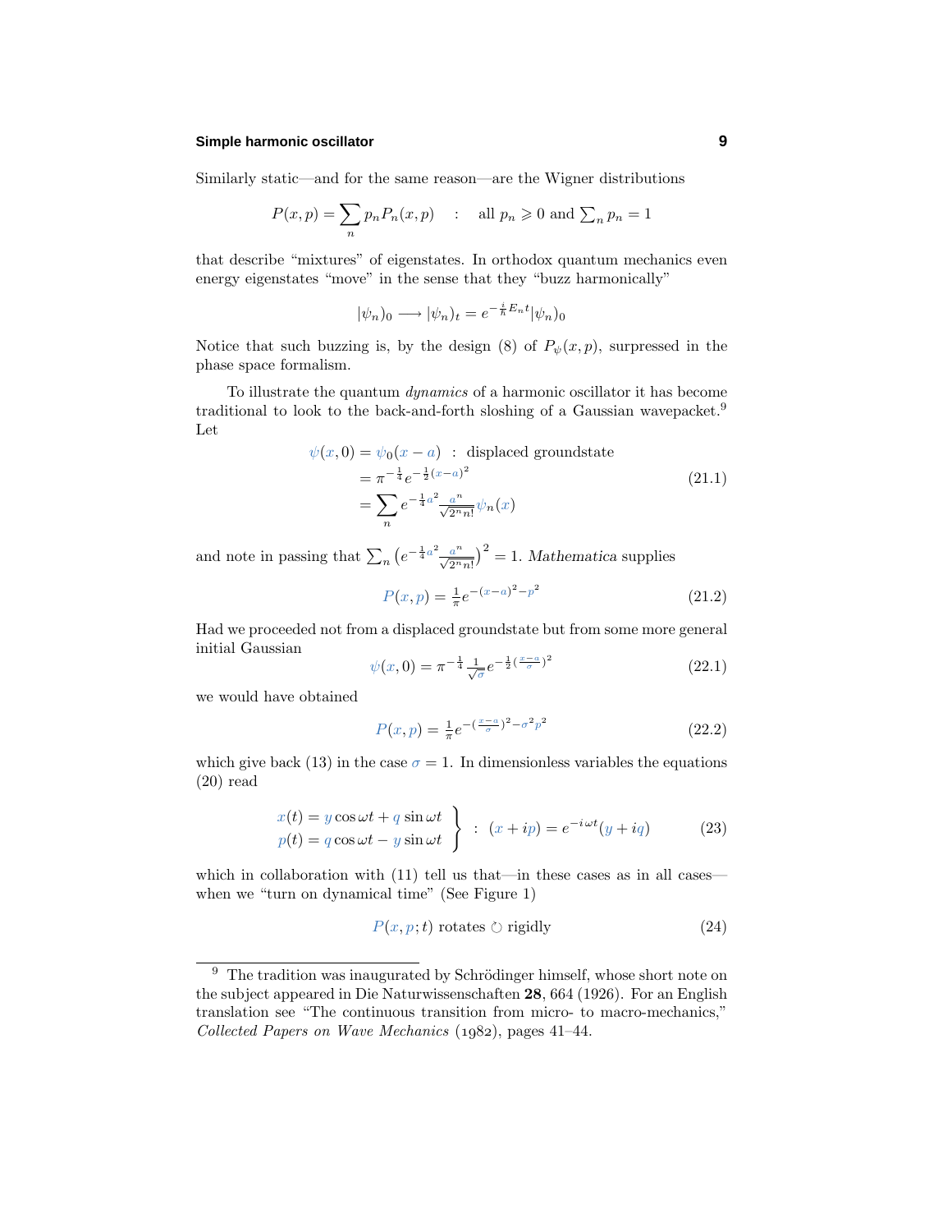Similarly static—and for the same reason—are the Wigner distributions

$$P(x,p) = \sum_n p_n P_n(x,p) \quad : \quad \text{all } p_n \geqslant 0 \text{ and } \textstyle\sum_n p_n = 1$$

that describe "mixtures" of eigenstates. In orthodox quantum mechanics even energy eigenstates "move" in the sense that they "buzz harmonically"

$$|\psi_n)_0 \longrightarrow |\psi_n)_t = e^{-\frac{i}{\hbar}E_n t}|\psi_n)_0$$

Notice that such buzzing is, by the design (8) of $P_\psi(x,p)$, surpressed in the phase space formalism.

To illustrate the quantum *dynamics* of a harmonic oscillator it has become traditional to look to the back-and-forth sloshing of a Gaussian wavepacket.[9] Let

$$\begin{aligned}
\psi(x,0) &= \psi_0(x-a) \;\;:\;\; \text{displaced groundstate} \\
&= \pi^{-\frac{1}{4}} e^{-\frac{1}{2}(x-a)^2} \\
&= \sum_n e^{-\frac{1}{4}a^2} \tfrac{a^n}{\sqrt{2^n n!}} \psi_n(x)
\end{aligned} \tag{21.1}$$

and note in passing that $\sum_n \left(e^{-\frac{1}{4}a^2}\frac{a^n}{\sqrt{2^n n!}}\right)^2 = 1$. *Mathematica* supplies

$$P(x,p) = \tfrac{1}{\pi} e^{-(x-a)^2 - p^2} \tag{21.2}$$

Had we proceeded not from a displaced groundstate but from some more general initial Gaussian

$$\psi(x,0) = \pi^{-\frac{1}{4}} \tfrac{1}{\sqrt{\sigma}} e^{-\frac{1}{2}(\frac{x-a}{\sigma})^2} \tag{22.1}$$

we would have obtained

$$P(x,p) = \tfrac{1}{\pi} e^{-(\frac{x-a}{\sigma})^2 - \sigma^2 p^2} \tag{22.2}$$

which give back (13) in the case $\sigma = 1$. In dimensionless variables the equations (20) read

$$\left.\begin{aligned}
x(t) &= y\cos\omega t + q\sin\omega t \\
p(t) &= q\cos\omega t - y\sin\omega t
\end{aligned}\right\} \;:\; (x+ip) = e^{-i\omega t}(y+iq) \tag{23}$$

which in collaboration with (11) tell us that—in these cases as in all cases—when we "turn on dynamical time" (See Figure 1)

$$P(x,p;t) \text{ rotates} \circlearrowright \text{rigidly} \tag{24}$$

---

[9] The tradition was inaugurated by Schrödinger himself, whose short note on the subject appeared in Die Naturwissenschaften **28**, 664 (1926). For an English translation see "The continuous transition from micro- to macro-mechanics," *Collected Papers on Wave Mechanics* (1982), pages 41–44.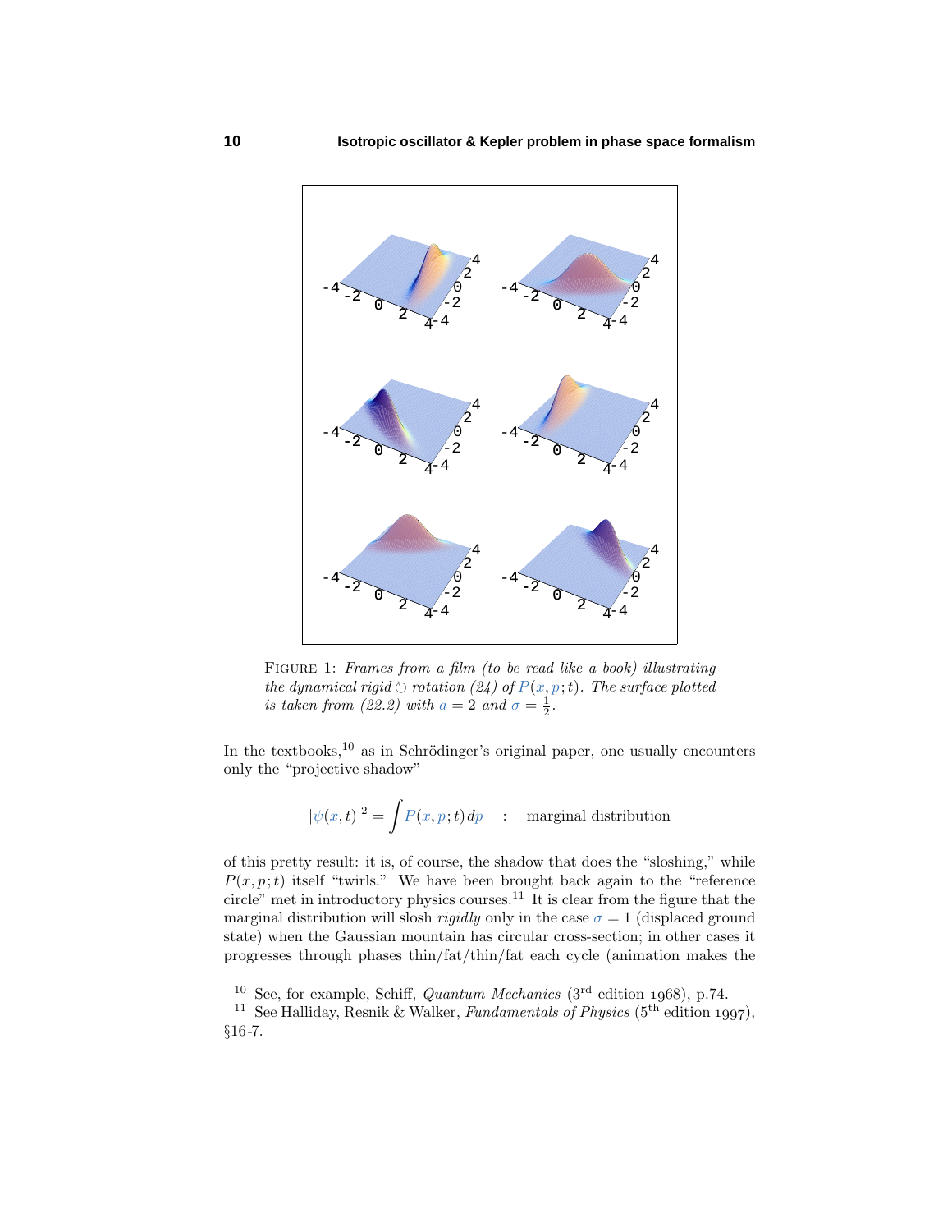FIGURE 1: *Frames from a film (to be read like a book) illustrating the dynamical rigid ↻ rotation (24) of $P(x, p; t)$. The surface plotted is taken from (22.2) with $a = 2$ and $\sigma = \frac{1}{2}$.*

In the textbooks,[10] as in Schrödinger's original paper, one usually encounters only the "projective shadow"

$$|\psi(x,t)|^2 = \int P(x,p;t)\,dp \quad : \quad \text{marginal distribution}$$

of this pretty result: it is, of course, the shadow that does the "sloshing," while $P(x, p; t)$ itself "twirls." We have been brought back again to the "reference circle" met in introductory physics courses.[11] It is clear from the figure that the marginal distribution will slosh *rigidly* only in the case $\sigma = 1$ (displaced ground state) when the Gaussian mountain has circular cross-section; in other cases it progresses through phases thin/fat/thin/fat each cycle (animation makes the

---

[10] See, for example, Schiff, *Quantum Mechanics* (3rd edition 1968), p.74.

[11] See Halliday, Resnik & Walker, *Fundamentals of Physics* (5th edition 1997), §16-7.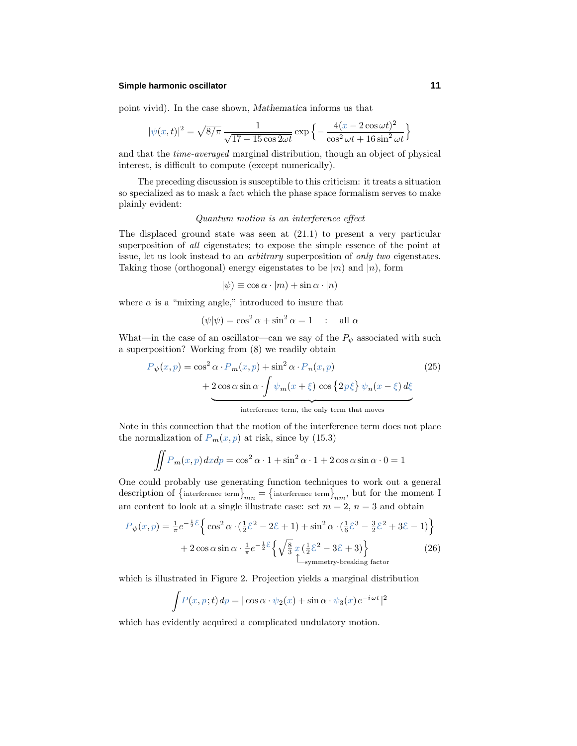point vivid). In the case shown, *Mathematica* informs us that

$$|\psi(x,t)|^2 = \sqrt{8/\pi}\,\frac{1}{\sqrt{17-15\cos 2\omega t}}\exp\Big\{-\frac{4(x-2\cos\omega t)^2}{\cos^2\omega t+16\sin^2\omega t}\Big\}$$

and that the *time-averaged* marginal distribution, though an object of physical interest, is difficult to compute (except numerically).

The preceding discussion is susceptible to this criticism: it treats a situation so specialized as to mask a fact which the phase space formalism serves to make plainly evident:

*Quantum motion is an interference effect*

The displaced ground state was seen at (21.1) to present a very particular superposition of *all* eigenstates; to expose the simple essence of the point at issue, let us look instead to an *arbitrary* superposition of *only two* eigenstates. Taking those (orthogonal) energy eigenstates to be $|m)$ and $|n)$, form

$$|\psi) \equiv \cos\alpha\cdot|m) + \sin\alpha\cdot|n)$$

where $\alpha$ is a "mixing angle," introduced to insure that

$$(\psi|\psi) = \cos^2\alpha + \sin^2\alpha = 1 \quad : \quad \text{all } \alpha$$

What—in the case of an oscillator—can we say of the $P_\psi$ associated with such a superposition? Working from (8) we readily obtain

$$P_\psi(x,p) = \cos^2\alpha\cdot P_m(x,p) + \sin^2\alpha\cdot P_n(x,p) \qquad (25)$$
$$+\underbrace{2\cos\alpha\sin\alpha\cdot\int\psi_m(x+\xi)\,\cos\{2p\xi\}\,\psi_n(x-\xi)\,d\xi}_{\text{interference term, the only term that moves}}$$

Note in this connection that the motion of the interference term does not place the normalization of $P_m(x,p)$ at risk, since by (15.3)

$$\iint P_m(x,p)\,dxdp = \cos^2\alpha\cdot 1 + \sin^2\alpha\cdot 1 + 2\cos\alpha\sin\alpha\cdot 0 = 1$$

One could probably use generating function techniques to work out a general description of $\{\text{interference term}\}_{mn} = \{\text{interference term}\}_{nm}$, but for the moment I am content to look at a single illustrate case: set $m=2$, $n=3$ and obtain

$$P_\psi(x,p) = \tfrac{1}{\pi}e^{-\frac{1}{2}\mathcal{E}}\Big\{\cos^2\alpha\cdot(\tfrac{1}{2}\mathcal{E}^2 - 2\mathcal{E} + 1) + \sin^2\alpha\cdot(\tfrac{1}{6}\mathcal{E}^3 - \tfrac{3}{2}\mathcal{E}^2 + 3\mathcal{E} - 1)\Big\}$$
$$+\,2\cos\alpha\sin\alpha\cdot\tfrac{1}{\pi}e^{-\frac{1}{2}\mathcal{E}}\Big\{\sqrt{\tfrac{8}{3}}\,\underset{\uparrow\,\text{symmetry-breaking factor}}{x}\,(\tfrac{1}{2}\mathcal{E}^2 - 3\mathcal{E} + 3)\Big\} \qquad (26)$$

which is illustrated in Figure 2. Projection yields a marginal distribution

$$\int P(x,p;t)\,dp = |\cos\alpha\cdot\psi_2(x) + \sin\alpha\cdot\psi_3(x)\,e^{-i\omega t}|^2$$

which has evidently acquired a complicated undulatory motion.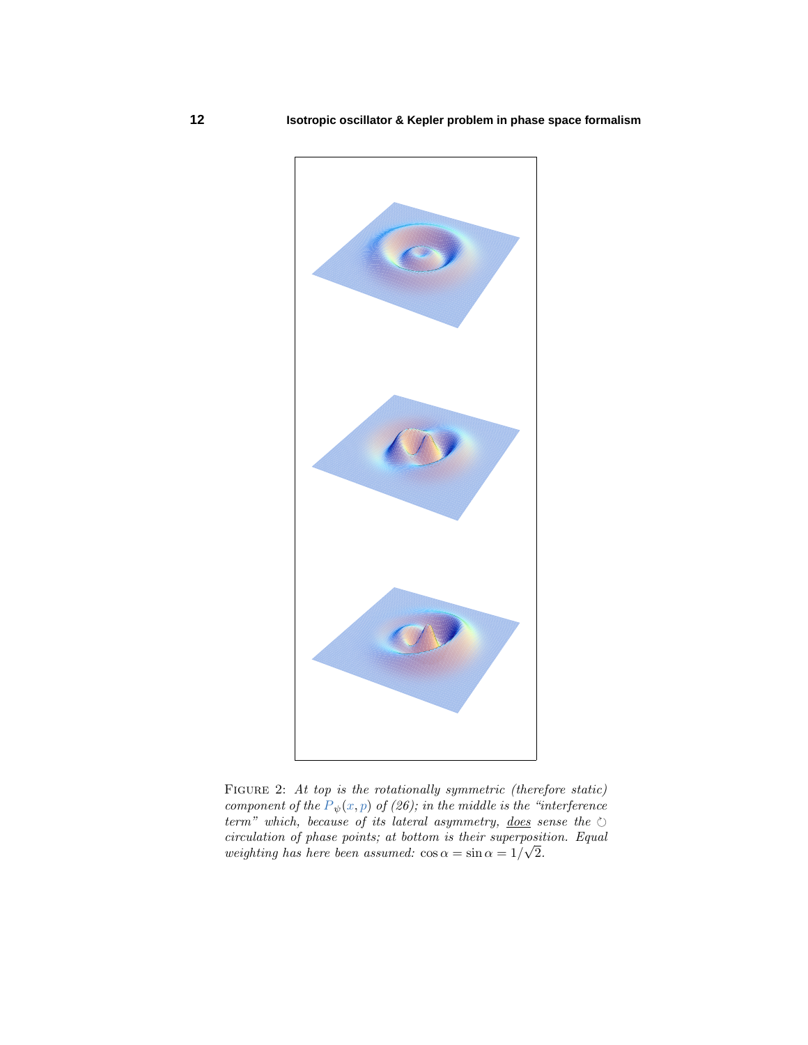FIGURE 2: *At top is the rotationally symmetric (therefore static) component of the* $P_\psi(x,p)$ *of (26); in the middle is the "interference term" which, because of its lateral asymmetry,* *does* *sense the* $\circlearrowleft$ *circulation of phase points; at bottom is their superposition. Equal weighting has here been assumed:* $\cos\alpha = \sin\alpha = 1/\sqrt{2}$.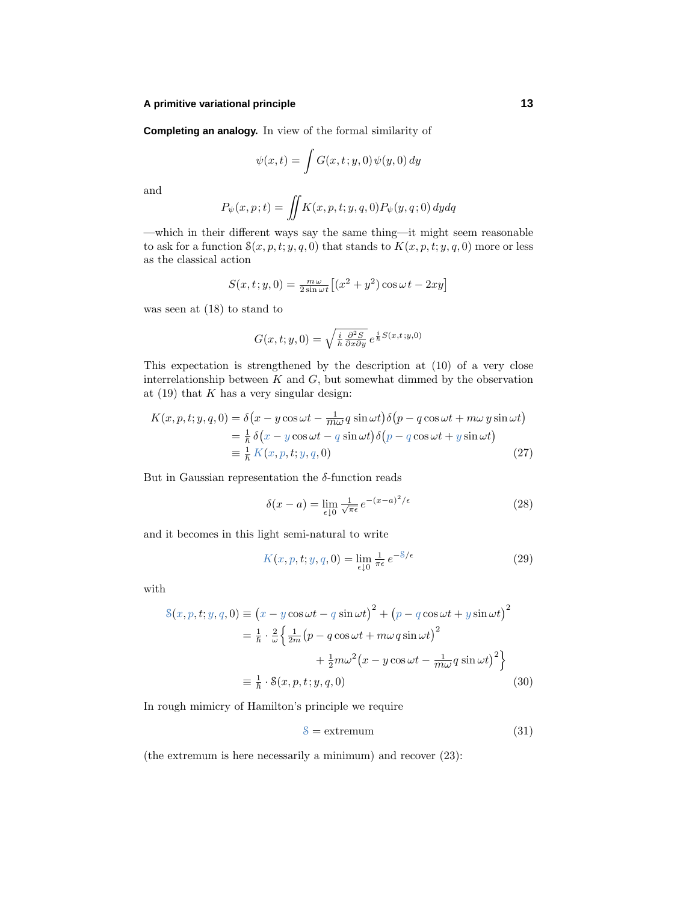**Completing an analogy.** In view of the formal similarity of

$$\psi(x,t) = \int G(x,t\,;y,0)\,\psi(y,0)\,dy$$

and

$$P_\psi(x,p\,;t) = \iint K(x,p,t;y,q,0)P_\psi(y,q\,;0)\,dydq$$

—which in their different ways say the same thing—it might seem reasonable to ask for a function $\mathcal{S}(x,p,t;y,q,0)$ that stands to $K(x,p,t;y,q,0)$ more or less as the classical action

$$S(x,t;y,0) = \tfrac{m\,\omega}{2\sin\omega t}\big[(x^2+y^2)\cos\omega t - 2xy\big]$$

was seen at (18) to stand to

$$G(x,t;y,0) = \sqrt{\tfrac{i}{\hbar}\tfrac{\partial^2 S}{\partial x\partial y}}\; e^{\frac{i}{\hbar}S(x,t\,;y,0)}$$

This expectation is strengthened by the description at (10) of a very close interrelationship between $K$ and $G$, but somewhat dimmed by the observation at (19) that $K$ has a very singular design:

$$\begin{aligned}
K(x,p,t;y,q,0) &= \delta\big(x - y\cos\omega t - \tfrac{1}{m\omega}q\sin\omega t\big)\,\delta\big(p - q\cos\omega t + m\omega\, y\sin\omega t\big)\\
&= \tfrac{1}{\hbar}\,\delta\big(x - y\cos\omega t - q\sin\omega t\big)\,\delta\big(p - q\cos\omega t + y\sin\omega t\big)\\
&\equiv \tfrac{1}{\hbar}\,K(x,p,t;y,q,0)
\end{aligned} \tag{27}$$

But in Gaussian representation the $\delta$-function reads

$$\delta(x-a) = \lim_{\epsilon\downarrow 0}\tfrac{1}{\sqrt{\pi\epsilon}}\,e^{-(x-a)^2/\epsilon} \tag{28}$$

and it becomes in this light semi-natural to write

$$K(x,p,t;y,q,0) = \lim_{\epsilon\downarrow 0}\tfrac{1}{\pi\epsilon}\,e^{-\mathcal{S}/\epsilon} \tag{29}$$

with

$$\begin{aligned}
\mathcal{S}(x,p,t;y,q,0) &\equiv \big(x - y\cos\omega t - q\sin\omega t\big)^2 + \big(p - q\cos\omega t + y\sin\omega t\big)^2\\
&= \tfrac{1}{\hbar}\cdot\tfrac{2}{\omega}\Big\{\tfrac{1}{2m}\big(p - q\cos\omega t + m\omega\, q\sin\omega t\big)^2\\
&\qquad\qquad + \tfrac{1}{2}m\omega^2\big(x - y\cos\omega t - \tfrac{1}{m\omega}q\sin\omega t\big)^2\Big\}\\
&\equiv \tfrac{1}{\hbar}\cdot\mathcal{S}(x,p,t;y,q,0)
\end{aligned} \tag{30}$$

In rough mimicry of Hamilton's principle we require

$$\mathcal{S} = \text{extremum} \tag{31}$$

(the extremum is here necessarily a minimum) and recover (23):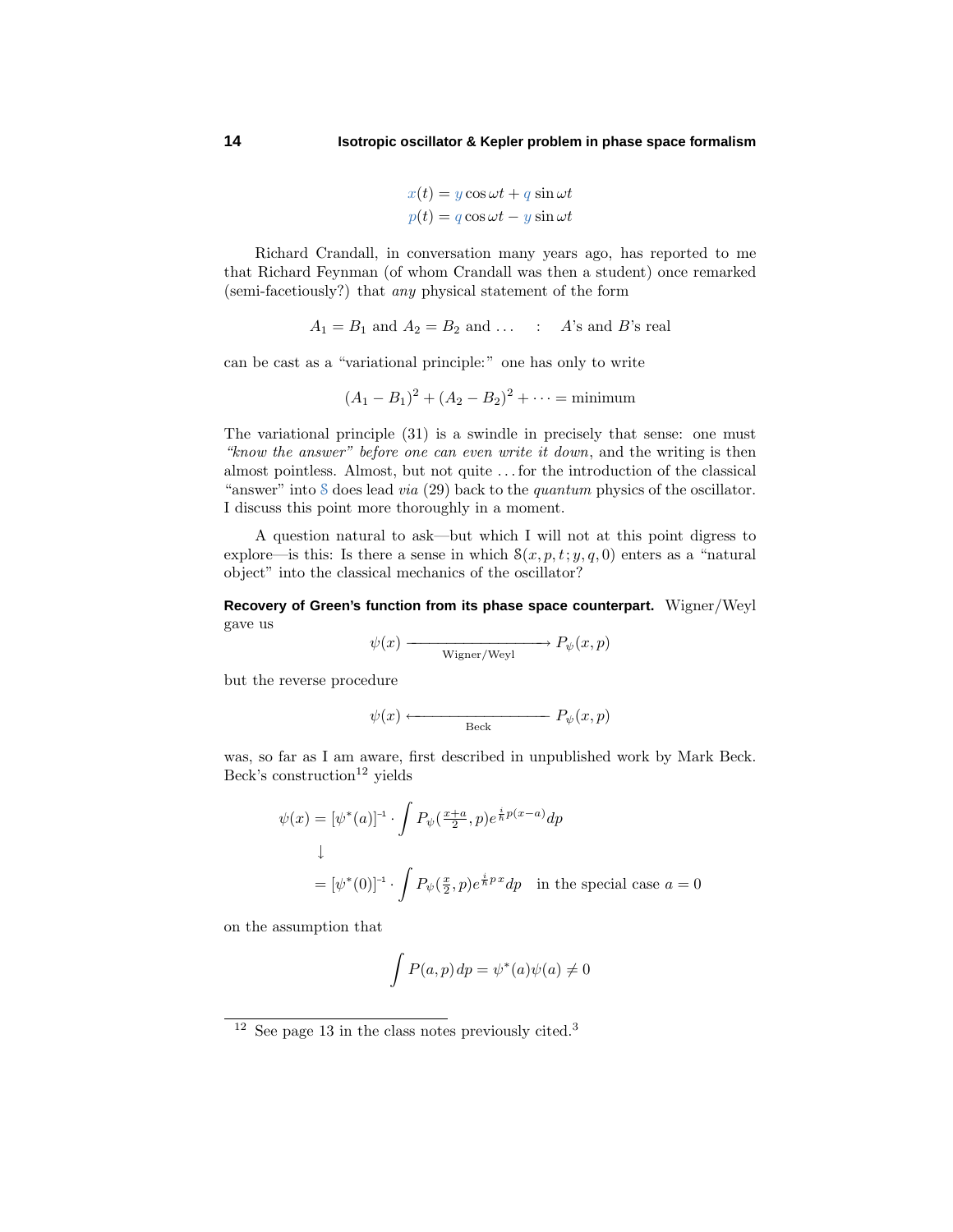$$
\begin{aligned}
x(t) &= y\cos\omega t + q\sin\omega t\\
p(t) &= q\cos\omega t - y\sin\omega t
\end{aligned}
$$

Richard Crandall, in conversation many years ago, has reported to me that Richard Feynman (of whom Crandall was then a student) once remarked (semi-facetiously?) that *any* physical statement of the form

$$
A_1 = B_1 \text{ and } A_2 = B_2 \text{ and } \ldots \quad : \quad A\text{'s and } B\text{'s real}
$$

can be cast as a "variational principle:" one has only to write

$$
(A_1 - B_1)^2 + (A_2 - B_2)^2 + \cdots = \text{minimum}
$$

The variational principle (31) is a swindle in precisely that sense: one must *"know the answer" before one can even write it down*, and the writing is then almost pointless. Almost, but not quite . . . for the introduction of the classical "answer" into $\mathcal{S}$ does lead *via* (29) back to the *quantum* physics of the oscillator. I discuss this point more thoroughly in a moment.

A question natural to ask—but which I will not at this point digress to explore—is this: Is there a sense in which $\mathcal{S}(x, p, t; y, q, 0)$ enters as a "natural object" into the classical mechanics of the oscillator?

**Recovery of Green's function from its phase space counterpart.** Wigner/Weyl gave us

$$
\psi(x) \xrightarrow[\text{Wigner/Weyl}]{} P_\psi(x,p)
$$

but the reverse procedure

$$
\psi(x) \xleftarrow[\text{Beck}]{} P_\psi(x,p)
$$

was, so far as I am aware, first described in unpublished work by Mark Beck. Beck's construction[12] yields

$$
\begin{aligned}
\psi(x) &= [\psi^*(a)]^{-1} \cdot \int P_\psi(\tfrac{x+a}{2}, p)e^{\frac{i}{\hbar}p(x-a)}dp\\
&\downarrow\\
&= [\psi^*(0)]^{-1} \cdot \int P_\psi(\tfrac{x}{2}, p)e^{\frac{i}{\hbar}p\,x}dp \quad \text{in the special case } a = 0
\end{aligned}
$$

on the assumption that

$$
\int P(a,p)\,dp = \psi^*(a)\psi(a) \neq 0
$$

[12] See page 13 in the class notes previously cited.[3]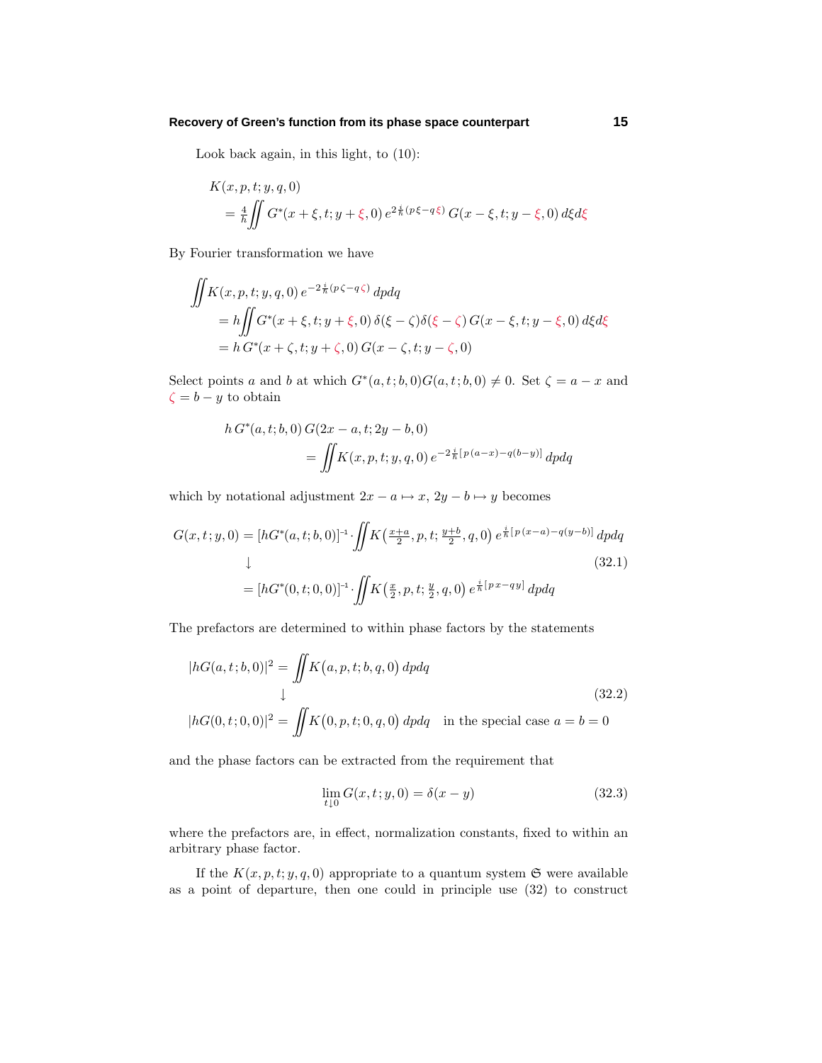Look back again, in this light, to (10):

$$
\begin{aligned}
&K(x,p,t;y,q,0)\\
&\quad= \tfrac{4}{h}\iint G^*(x+\xi,t;y+\xi,0)\,e^{2\frac{i}{\hbar}(p\xi-q\xi)}\,G(x-\xi,t;y-\xi,0)\,d\xi d\xi
\end{aligned}
$$

By Fourier transformation we have

$$
\begin{aligned}
&\iint K(x,p,t;y,q,0)\,e^{-2\frac{i}{\hbar}(p\zeta-q\zeta)}\,dpdq\\
&\quad= h\iint G^*(x+\xi,t;y+\xi,0)\,\delta(\xi-\zeta)\delta(\xi-\zeta)\,G(x-\xi,t;y-\xi,0)\,d\xi d\xi\\
&\quad= h\,G^*(x+\zeta,t;y+\zeta,0)\,G(x-\zeta,t;y-\zeta,0)
\end{aligned}
$$

Select points $a$ and $b$ at which $G^*(a,t;b,0)G(a,t;b,0)\neq 0$. Set $\zeta = a-x$ and $\zeta = b-y$ to obtain

$$
\begin{aligned}
&h\,G^*(a,t;b,0)\,G(2x-a,t;2y-b,0)\\
&\qquad= \iint K(x,p,t;y,q,0)\,e^{-2\frac{i}{\hbar}[p(a-x)-q(b-y)]}\,dpdq
\end{aligned}
$$

which by notational adjustment $2x-a\mapsto x$, $2y-b\mapsto y$ becomes

$$
\begin{aligned}
G(x,t;y,0) &= [hG^*(a,t;b,0)]^{-1}\cdot\iint K\big(\tfrac{x+a}{2},p,t;\tfrac{y+b}{2},q,0\big)\,e^{\frac{i}{\hbar}[p(x-a)-q(y-b)]}\,dpdq\\
&\quad\downarrow\\
&= [hG^*(0,t;0,0)]^{-1}\cdot\iint K\big(\tfrac{x}{2},p,t;\tfrac{y}{2},q,0\big)\,e^{\frac{i}{\hbar}[px-qy]}\,dpdq
\end{aligned}
\tag{32.1}
$$

The prefactors are determined to within phase factors by the statements

$$
\begin{aligned}
|hG(a,t;b,0)|^2 &= \iint K\big(a,p,t;b,q,0\big)\,dpdq\\
&\quad\downarrow\\
|hG(0,t;0,0)|^2 &= \iint K\big(0,p,t;0,q,0\big)\,dpdq \quad \text{in the special case } a=b=0
\end{aligned}
\tag{32.2}
$$

and the phase factors can be extracted from the requirement that

$$
\lim_{t\downarrow 0} G(x,t;y,0) = \delta(x-y) \tag{32.3}
$$

where the prefactors are, in effect, normalization constants, fixed to within an arbitrary phase factor.

If the $K(x,p,t;y,q,0)$ appropriate to a quantum system $\mathfrak{S}$ were available as a point of departure, then one could in principle use (32) to construct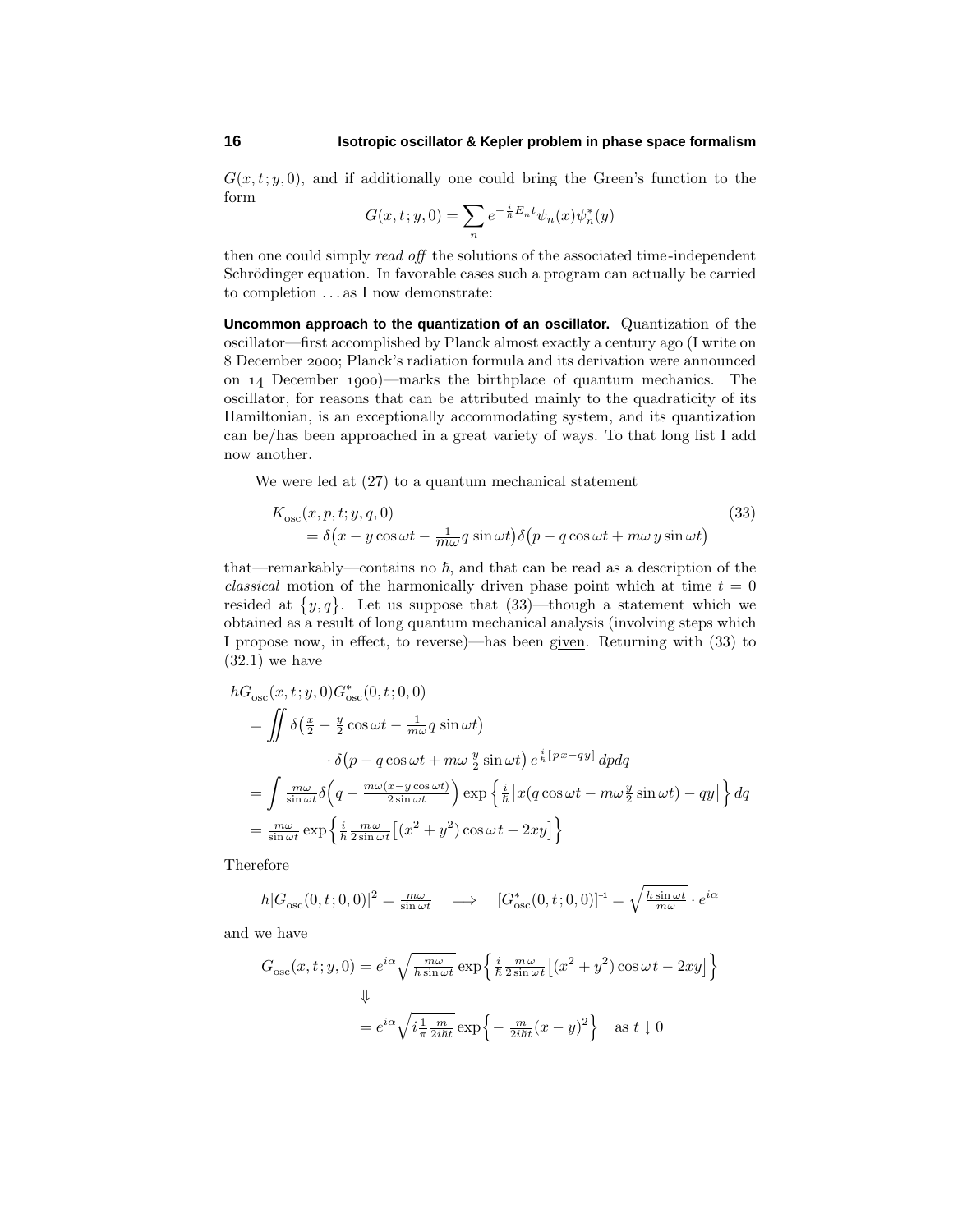$G(x,t;y,0)$, and if additionally one could bring the Green's function to the form

$$G(x,t;y,0) = \sum_n e^{-\frac{i}{\hbar}E_n t}\psi_n(x)\psi_n^*(y)$$

then one could simply *read off* the solutions of the associated time-independent Schrödinger equation. In favorable cases such a program can actually be carried to completion ... as I now demonstrate:

**Uncommon approach to the quantization of an oscillator.** Quantization of the oscillator—first accomplished by Planck almost exactly a century ago (I write on 8 December 2000; Planck's radiation formula and its derivation were announced on 14 December 1900)—marks the birthplace of quantum mechanics. The oscillator, for reasons that can be attributed mainly to the quadraticity of its Hamiltonian, is an exceptionally accommodating system, and its quantization can be/has been approached in a great variety of ways. To that long list I add now another.

We were led at (27) to a quantum mechanical statement

$$\begin{aligned} &K_{\text{osc}}(x,p,t;y,q,0) \\ &\quad= \delta\big(x - y\cos\omega t - \tfrac{1}{m\omega}q\sin\omega t\big)\delta\big(p - q\cos\omega t + m\omega\, y\sin\omega t\big) \end{aligned} \tag{33}$$

that—remarkably—contains no $\hbar$, and that can be read as a description of the *classical* motion of the harmonically driven phase point which at time $t = 0$ resided at $\{y, q\}$. Let us suppose that (33)—though a statement which we obtained as a result of long quantum mechanical analysis (involving steps which I propose now, in effect, to reverse)—has been given. Returning with (33) to (32.1) we have

$$\begin{aligned} &hG_{\text{osc}}(x,t;y,0)G^*_{\text{osc}}(0,t;0,0) \\ &= \iint \delta\big(\tfrac{x}{2} - \tfrac{y}{2}\cos\omega t - \tfrac{1}{m\omega}q\sin\omega t\big) \\ &\qquad\qquad \cdot\,\delta\big(p - q\cos\omega t + m\omega\,\tfrac{y}{2}\sin\omega t\big)\,e^{\frac{i}{\hbar}[px-qy]}\,dpdq \\ &= \int \tfrac{m\omega}{\sin\omega t}\delta\Big(q - \tfrac{m\omega(x - y\cos\omega t)}{2\sin\omega t}\Big)\exp\Big\{\tfrac{i}{\hbar}\big[x(q\cos\omega t - m\omega\tfrac{y}{2}\sin\omega t) - qy\big]\Big\}\,dq \\ &= \tfrac{m\omega}{\sin\omega t}\exp\Big\{\tfrac{i}{\hbar}\tfrac{m\,\omega}{2\sin\omega t}\big[(x^2+y^2)\cos\omega t - 2xy\big]\Big\} \end{aligned}$$

Therefore

$$h|G_{\text{osc}}(0,t;0,0)|^2 = \tfrac{m\omega}{\sin\omega t} \quad\Longrightarrow\quad [G^*_{\text{osc}}(0,t;0,0)]^{-1} = \sqrt{\tfrac{h\sin\omega t}{m\omega}}\cdot e^{i\alpha}$$

and we have

$$\begin{aligned} G_{\text{osc}}(x,t;y,0) &= e^{i\alpha}\sqrt{\tfrac{m\omega}{h\sin\omega t}}\exp\Big\{\tfrac{i}{\hbar}\tfrac{m\,\omega}{2\sin\omega t}\big[(x^2+y^2)\cos\omega t - 2xy\big]\Big\} \\ &\Downarrow \\ &= e^{i\alpha}\sqrt{i\tfrac{1}{\pi}\tfrac{m}{2i\hbar t}}\exp\Big\{-\tfrac{m}{2i\hbar t}(x-y)^2\Big\} \quad \text{as } t\downarrow 0 \end{aligned}$$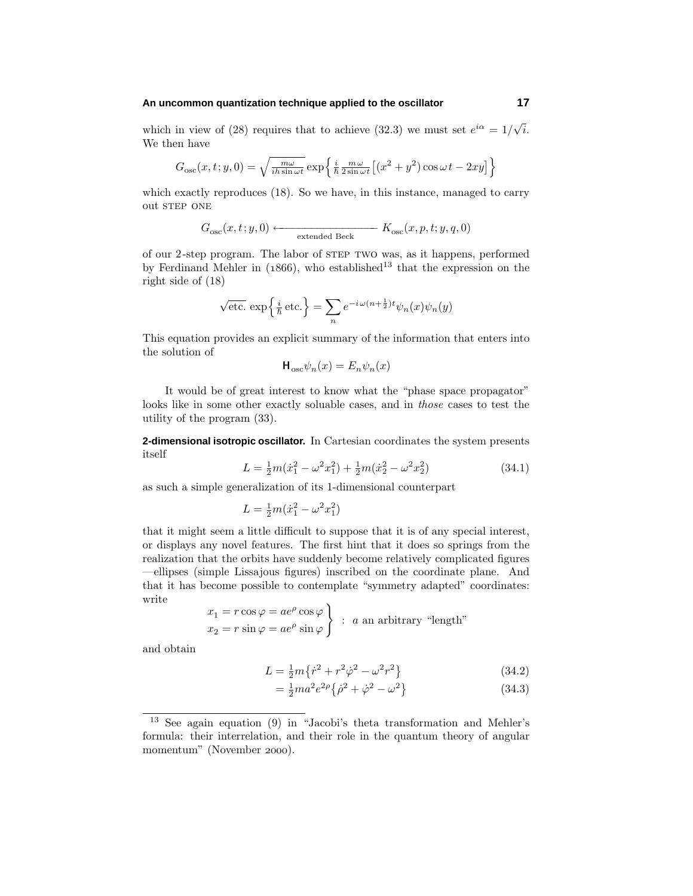which in view of (28) requires that to achieve (32.3) we must set $e^{i\alpha} = 1/\sqrt{i}$. We then have

$$G_{\text{osc}}(x,t;y,0) = \sqrt{\tfrac{m\omega}{ih\sin\omega t}}\exp\Big\{\tfrac{i}{\hbar}\tfrac{m\,\omega}{2\sin\omega t}\big[(x^2+y^2)\cos\omega t - 2xy\big]\Big\}$$

which exactly reproduces (18). So we have, in this instance, managed to carry out STEP ONE

$$G_{\text{osc}}(x,t;y,0) \xleftarrow[\text{extended Beck}]{\qquad\qquad} K_{\text{osc}}(x,p,t;y,q,0)$$

of our 2-step program. The labor of STEP TWO was, as it happens, performed by Ferdinand Mehler in (1866), who established[13] that the expression on the right side of (18)

$$\sqrt{\text{etc.}}\,\exp\Big\{\tfrac{i}{\hbar}\,\text{etc.}\Big\} = \sum_n e^{-i\omega(n+\frac{1}{2})t}\psi_n(x)\psi_n(y)$$

This equation provides an explicit summary of the information that enters into the solution of

$$\mathbf{H}_{\text{osc}}\psi_n(x) = E_n\psi_n(x)$$

It would be of great interest to know what the "phase space propagator" looks like in some other exactly soluable cases, and in *those* cases to test the utility of the program (33).

**2-dimensional isotropic oscillator.** In Cartesian coordinates the system presents itself

$$L = \tfrac{1}{2}m(\dot{x}_1^2 - \omega^2 x_1^2) + \tfrac{1}{2}m(\dot{x}_2^2 - \omega^2 x_2^2) \tag{34.1}$$

as such a simple generalization of its 1-dimensional counterpart

$$L = \tfrac{1}{2}m(\dot{x}_1^2 - \omega^2 x_1^2)$$

that it might seem a little difficult to suppose that it is of any special interest, or displays any novel features. The first hint that it does so springs from the realization that the orbits have suddenly become relatively complicated figures —ellipses (simple Lissajous figures) inscribed on the coordinate plane. And that it has become possible to contemplate "symmetry adapted" coordinates: write

$$\left.\begin{aligned} x_1 &= r\cos\varphi = ae^{\rho}\cos\varphi \\ x_2 &= r\sin\varphi = ae^{\rho}\sin\varphi \end{aligned}\right\} \;:\; a \text{ an arbitrary "length"}$$

and obtain

$$L = \tfrac{1}{2}m\big\{\dot{r}^2 + r^2\dot{\varphi}^2 - \omega^2 r^2\big\} \tag{34.2}$$

$$= \tfrac{1}{2}ma^2 e^{2\rho}\big\{\dot{\rho}^2 + \dot{\varphi}^2 - \omega^2\big\} \tag{34.3}$$

[13] See again equation (9) in "Jacobi's theta transformation and Mehler's formula: their interrelation, and their role in the quantum theory of angular momentum" (November 2000).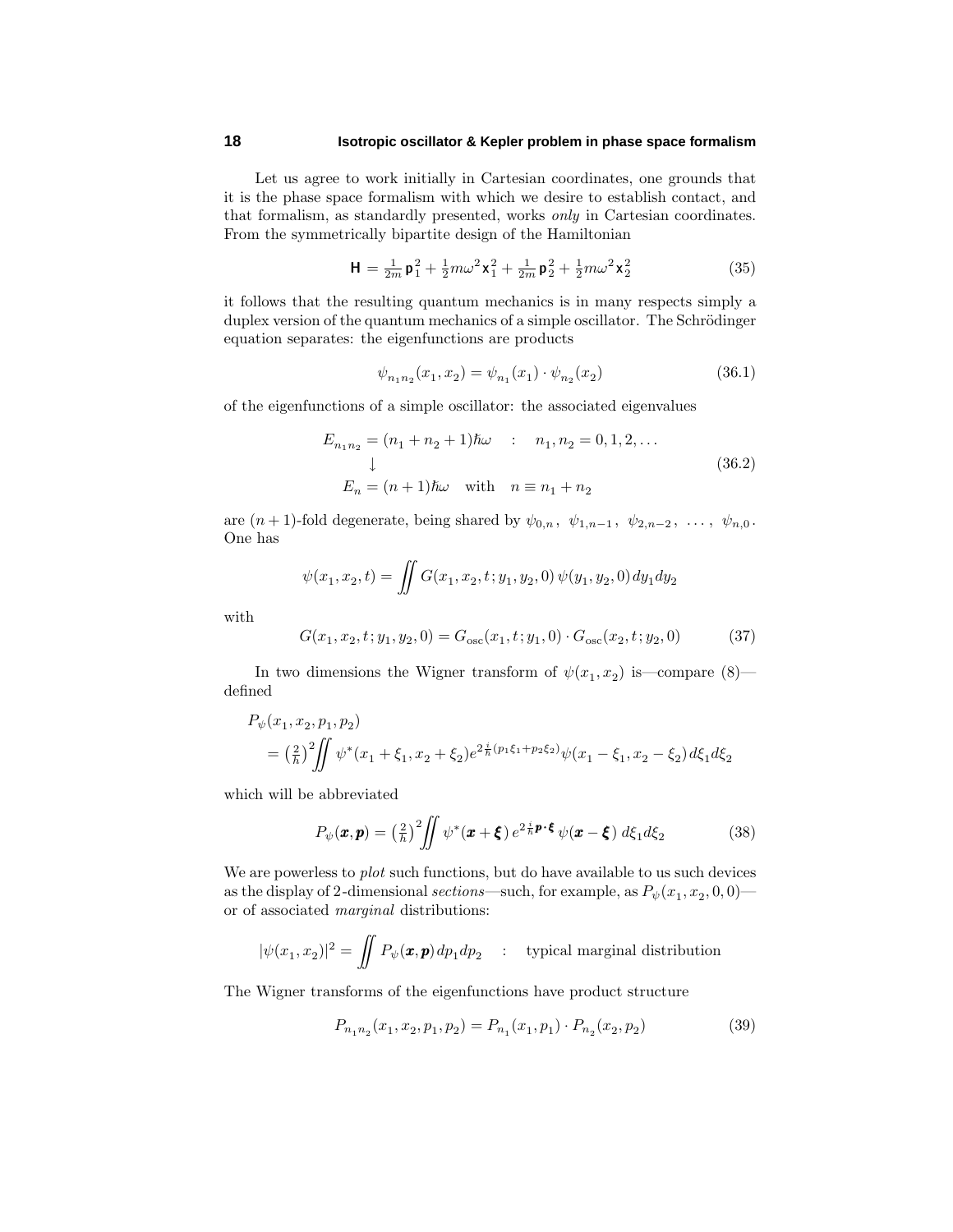Let us agree to work initially in Cartesian coordinates, one grounds that it is the phase space formalism with which we desire to establish contact, and that formalism, as standardly presented, works *only* in Cartesian coordinates. From the symmetrically bipartite design of the Hamiltonian

$$\mathsf{H} = \tfrac{1}{2m}\,\mathsf{p}_1^2 + \tfrac{1}{2}m\omega^2\,\mathsf{x}_1^2 + \tfrac{1}{2m}\,\mathsf{p}_2^2 + \tfrac{1}{2}m\omega^2\,\mathsf{x}_2^2 \tag{35}$$

it follows that the resulting quantum mechanics is in many respects simply a duplex version of the quantum mechanics of a simple oscillator. The Schrödinger equation separates: the eigenfunctions are products

$$\psi_{n_1 n_2}(x_1, x_2) = \psi_{n_1}(x_1)\cdot\psi_{n_2}(x_2) \tag{36.1}$$

of the eigenfunctions of a simple oscillator: the associated eigenvalues

$$\begin{aligned}
E_{n_1 n_2} &= (n_1 + n_2 + 1)\hbar\omega \quad : \quad n_1, n_2 = 0, 1, 2, \ldots \\
&\downarrow \\
E_n &= (n+1)\hbar\omega \quad \text{with} \quad n \equiv n_1 + n_2
\end{aligned} \tag{36.2}$$

are $(n+1)$-fold degenerate, being shared by $\psi_{0,n},\ \psi_{1,n-1},\ \psi_{2,n-2},\ \ldots,\ \psi_{n,0}$. One has

$$\psi(x_1, x_2, t) = \iint G(x_1, x_2, t; y_1, y_2, 0)\,\psi(y_1, y_2, 0)\,dy_1 dy_2$$

with

$$G(x_1, x_2, t; y_1, y_2, 0) = G_{\text{osc}}(x_1, t; y_1, 0)\cdot G_{\text{osc}}(x_2, t; y_2, 0) \tag{37}$$

In two dimensions the Wigner transform of $\psi(x_1, x_2)$ is—compare (8)—defined

$$\begin{aligned}
&P_\psi(x_1, x_2, p_1, p_2) \\
&\quad = \left(\tfrac{2}{h}\right)^2 \iint \psi^*(x_1 + \xi_1, x_2 + \xi_2)\,e^{2\frac{i}{\hbar}(p_1\xi_1 + p_2\xi_2)}\,\psi(x_1 - \xi_1, x_2 - \xi_2)\,d\xi_1 d\xi_2
\end{aligned}$$

which will be abbreviated

$$P_\psi(\boldsymbol{x}, \boldsymbol{p}) = \left(\tfrac{2}{h}\right)^2 \iint \psi^*(\boldsymbol{x} + \boldsymbol{\xi})\,e^{2\frac{i}{\hbar}\boldsymbol{p}\cdot\boldsymbol{\xi}}\,\psi(\boldsymbol{x} - \boldsymbol{\xi})\;d\xi_1 d\xi_2 \tag{38}$$

We are powerless to *plot* such functions, but do have available to us such devices as the display of 2-dimensional *sections*—such, for example, as $P_\psi(x_1, x_2, 0, 0)$—or of associated *marginal* distributions:

$$|\psi(x_1, x_2)|^2 = \iint P_\psi(\boldsymbol{x}, \boldsymbol{p})\,dp_1 dp_2 \quad : \quad \text{typical marginal distribution}$$

The Wigner transforms of the eigenfunctions have product structure

$$P_{n_1 n_2}(x_1, x_2, p_1, p_2) = P_{n_1}(x_1, p_1)\cdot P_{n_2}(x_2, p_2) \tag{39}$$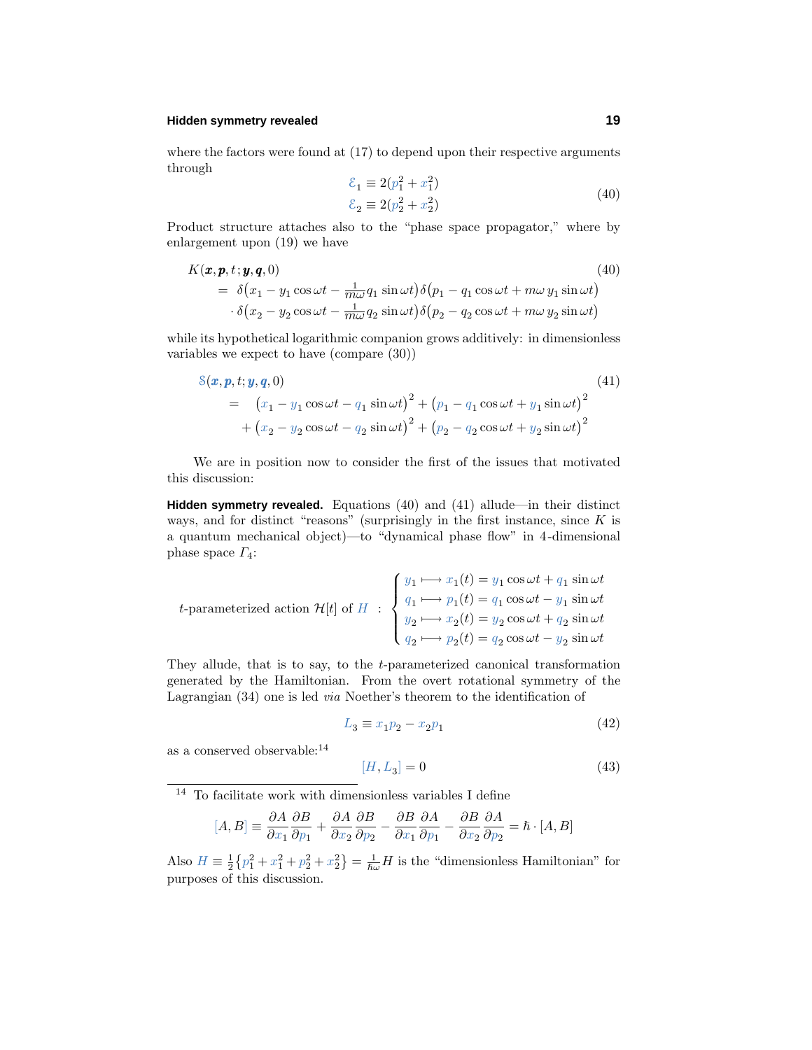where the factors were found at (17) to depend upon their respective arguments through

$$
\begin{aligned}
\mathcal{E}_1 &\equiv 2(p_1^2 + x_1^2) \\
\mathcal{E}_2 &\equiv 2(p_2^2 + x_2^2)
\end{aligned}
\tag{40}
$$

Product structure attaches also to the "phase space propagator," where by enlargement upon (19) we have

$$
\begin{aligned}
&K(\boldsymbol{x},\boldsymbol{p},t;\boldsymbol{y},\boldsymbol{q},0) \\
&\quad = \delta\big(x_1 - y_1\cos\omega t - \tfrac{1}{m\omega}q_1\sin\omega t\big)\,\delta\big(p_1 - q_1\cos\omega t + m\omega\,y_1\sin\omega t\big) \\
&\quad\quad \cdot\,\delta\big(x_2 - y_2\cos\omega t - \tfrac{1}{m\omega}q_2\sin\omega t\big)\,\delta\big(p_2 - q_2\cos\omega t + m\omega\,y_2\sin\omega t\big)
\end{aligned}
\tag{40}
$$

while its hypothetical logarithmic companion grows additively: in dimensionless variables we expect to have (compare (30))

$$
\begin{aligned}
&\mathcal{S}(\boldsymbol{x},\boldsymbol{p},t;\boldsymbol{y},\boldsymbol{q},0) \\
&\quad = \big(x_1 - y_1\cos\omega t - q_1\sin\omega t\big)^2 + \big(p_1 - q_1\cos\omega t + y_1\sin\omega t\big)^2 \\
&\quad\quad + \big(x_2 - y_2\cos\omega t - q_2\sin\omega t\big)^2 + \big(p_2 - q_2\cos\omega t + y_2\sin\omega t\big)^2
\end{aligned}
\tag{41}
$$

We are in position now to consider the first of the issues that motivated this discussion:

**Hidden symmetry revealed.** Equations (40) and (41) allude—in their distinct ways, and for distinct "reasons" (surprisingly in the first instance, since $K$ is a quantum mechanical object)—to "dynamical phase flow" in 4-dimensional phase space $\Gamma_4$:

$$
t\text{-parameterized action } \mathcal{H}[t] \text{ of } H \;:\; \begin{cases}
y_1 \longmapsto x_1(t) = y_1\cos\omega t + q_1\sin\omega t \\
q_1 \longmapsto p_1(t) = q_1\cos\omega t - y_1\sin\omega t \\
y_2 \longmapsto x_2(t) = y_2\cos\omega t + q_2\sin\omega t \\
q_2 \longmapsto p_2(t) = q_2\cos\omega t - y_2\sin\omega t
\end{cases}
$$

They allude, that is to say, to the $t$-parameterized canonical transformation generated by the Hamiltonian. From the overt rotational symmetry of the Lagrangian (34) one is led *via* Noether's theorem to the identification of

$$
L_3 \equiv x_1 p_2 - x_2 p_1 \tag{42}
$$

as a conserved observable:[14]

$$
[H, L_3] = 0 \tag{43}
$$

---

[14] To facilitate work with dimensionless variables I define

$$
[A,B] \equiv \frac{\partial A}{\partial x_1}\frac{\partial B}{\partial p_1} + \frac{\partial A}{\partial x_2}\frac{\partial B}{\partial p_2} - \frac{\partial B}{\partial x_1}\frac{\partial A}{\partial p_1} - \frac{\partial B}{\partial x_2}\frac{\partial A}{\partial p_2} = \hbar\cdot[A,B]
$$

Also $H \equiv \frac{1}{2}\big\{p_1^2 + x_1^2 + p_2^2 + x_2^2\big\} = \frac{1}{\hbar\omega}H$ is the "dimensionless Hamiltonian" for purposes of this discussion.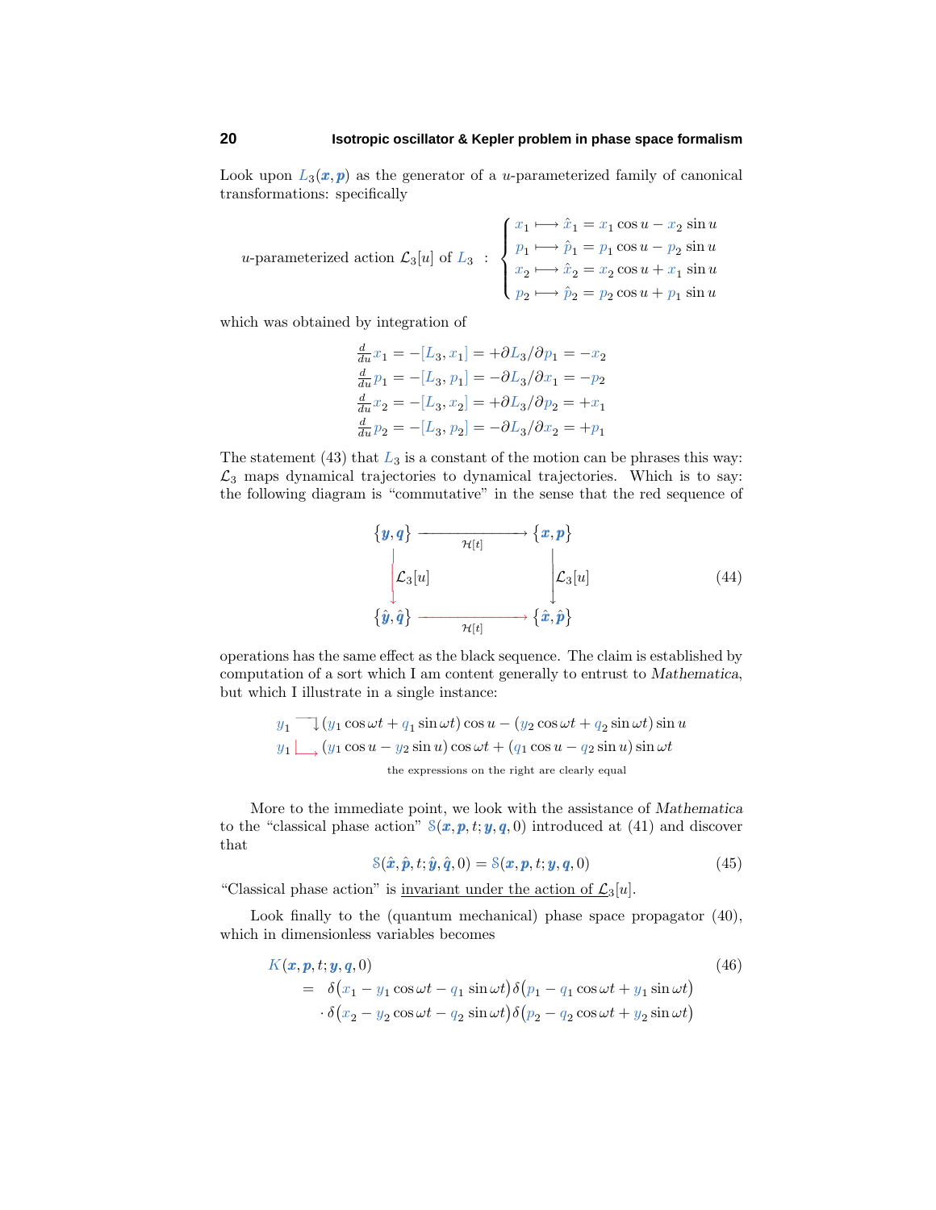Look upon $L_3(\boldsymbol{x},\boldsymbol{p})$ as the generator of a $u$-parameterized family of canonical transformations: specifically

$$
u\text{-parameterized action } \mathcal{L}_3[u] \text{ of } L_3 \;:\; \begin{cases} x_1 \longmapsto \hat{x}_1 = x_1 \cos u - x_2 \sin u \\ p_1 \longmapsto \hat{p}_1 = p_1 \cos u - p_2 \sin u \\ x_2 \longmapsto \hat{x}_2 = x_2 \cos u + x_1 \sin u \\ p_2 \longmapsto \hat{p}_2 = p_2 \cos u + p_1 \sin u \end{cases}
$$

which was obtained by integration of

$$
\begin{aligned}
\tfrac{d}{du} x_1 &= -[L_3, x_1] = +\partial L_3/\partial p_1 = -x_2 \\
\tfrac{d}{du} p_1 &= -[L_3, p_1] = -\partial L_3/\partial x_1 = -p_2 \\
\tfrac{d}{du} x_2 &= -[L_3, x_2] = +\partial L_3/\partial p_2 = +x_1 \\
\tfrac{d}{du} p_2 &= -[L_3, p_2] = -\partial L_3/\partial x_2 = +p_1
\end{aligned}
$$

The statement (43) that $L_3$ is a constant of the motion can be phrases this way: $\mathcal{L}_3$ maps dynamical trajectories to dynamical trajectories. Which is to say: the following diagram is "commutative" in the sense that the red sequence of

$$
\begin{array}{ccc}
\{\boldsymbol{y},\boldsymbol{q}\} & \xrightarrow[\mathcal{H}[t]]{} & \{\boldsymbol{x},\boldsymbol{p}\} \\
\Big\downarrow \mathcal{L}_3[u] & & \Big\downarrow \mathcal{L}_3[u] \\
\{\hat{\boldsymbol{y}},\hat{\boldsymbol{q}}\} & \xrightarrow[\mathcal{H}[t]]{} & \{\hat{\boldsymbol{x}},\hat{\boldsymbol{p}}\}
\end{array}
\tag{44}
$$

operations has the same effect as the black sequence. The claim is established by computation of a sort which I am content generally to entrust to *Mathematica*, but which I illustrate in a single instance:

$$
\begin{aligned}
y_1 &\;\urcorner\!\!\downarrow\; (y_1 \cos \omega t + q_1 \sin \omega t) \cos u - (y_2 \cos \omega t + q_2 \sin \omega t) \sin u \\
y_1 &\;\llcorner\!\!\rightarrow\; (y_1 \cos u - y_2 \sin u) \cos \omega t + (q_1 \cos u - q_2 \sin u) \sin \omega t
\end{aligned}
$$

the expressions on the right are clearly equal

More to the immediate point, we look with the assistance of *Mathematica* to the "classical phase action" $\mathbb{S}(\boldsymbol{x},\boldsymbol{p},t;\boldsymbol{y},\boldsymbol{q},0)$ introduced at (41) and discover that

$$
\mathbb{S}(\hat{\boldsymbol{x}},\hat{\boldsymbol{p}},t;\hat{\boldsymbol{y}},\hat{\boldsymbol{q}},0) = \mathbb{S}(\boldsymbol{x},\boldsymbol{p},t;\boldsymbol{y},\boldsymbol{q},0) \tag{45}
$$

"Classical phase action" is <u>invariant under the action of $\mathcal{L}_3[u]$</u>.

Look finally to the (quantum mechanical) phase space propagator (40), which in dimensionless variables becomes

$$
\begin{aligned}
&K(\boldsymbol{x},\boldsymbol{p},t;\boldsymbol{y},\boldsymbol{q},0) \\
&\quad= \delta\big(x_1 - y_1 \cos \omega t - q_1 \sin \omega t\big)\,\delta\big(p_1 - q_1 \cos \omega t + y_1 \sin \omega t\big) \\
&\quad\quad \cdot \delta\big(x_2 - y_2 \cos \omega t - q_2 \sin \omega t\big)\,\delta\big(p_2 - q_2 \cos \omega t + y_2 \sin \omega t\big)
\end{aligned}
\tag{46}
$$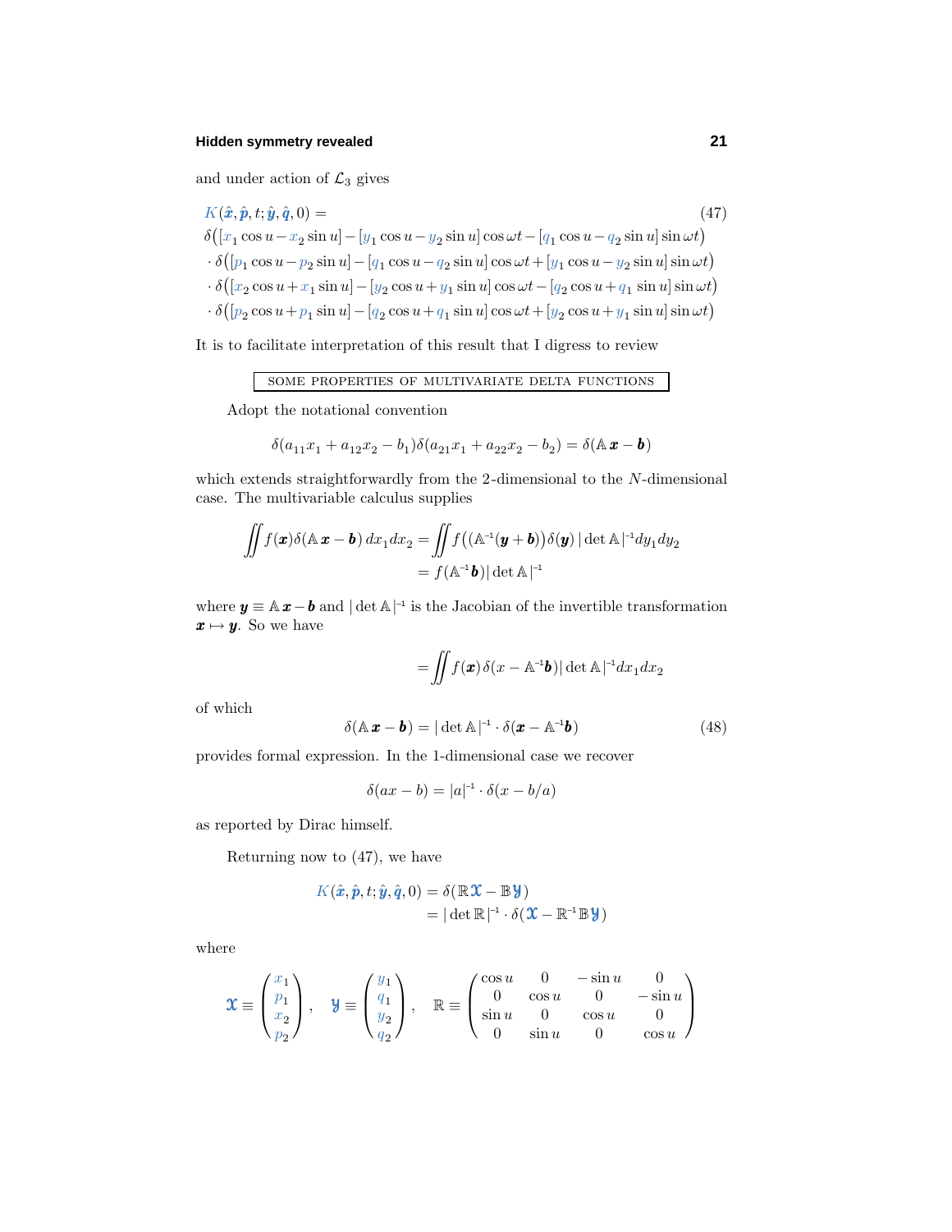and under action of $\mathcal{L}_3$ gives

$$
\begin{aligned}
&K(\hat{\boldsymbol{x}}, \hat{\boldsymbol{p}}, t; \hat{\boldsymbol{y}}, \hat{\boldsymbol{q}}, 0) = \qquad\qquad (47)\\
&\delta\big([x_1 \cos u - x_2 \sin u] - [y_1 \cos u - y_2 \sin u] \cos \omega t - [q_1 \cos u - q_2 \sin u] \sin \omega t\big)\\
&\cdot\, \delta\big([p_1 \cos u - p_2 \sin u] - [q_1 \cos u - q_2 \sin u] \cos \omega t + [y_1 \cos u - y_2 \sin u] \sin \omega t\big)\\
&\cdot\, \delta\big([x_2 \cos u + x_1 \sin u] - [y_2 \cos u + y_1 \sin u] \cos \omega t - [q_2 \cos u + q_1 \sin u] \sin \omega t\big)\\
&\cdot\, \delta\big([p_2 \cos u + p_1 \sin u] - [q_2 \cos u + q_1 \sin u] \cos \omega t + [y_2 \cos u + y_1 \sin u] \sin \omega t\big)
\end{aligned}
$$

It is to facilitate interpretation of this result that I digress to review

## SOME PROPERTIES OF MULTIVARIATE DELTA FUNCTIONS

Adopt the notational convention

$$
\delta(a_{11}x_1 + a_{12}x_2 - b_1)\delta(a_{21}x_1 + a_{22}x_2 - b_2) = \delta(\mathbb{A}\,\boldsymbol{x} - \boldsymbol{b})
$$

which extends straightforwardly from the 2-dimensional to the $N$-dimensional case. The multivariable calculus supplies

$$
\begin{aligned}
\iint f(\boldsymbol{x})\delta(\mathbb{A}\,\boldsymbol{x} - \boldsymbol{b})\, dx_1 dx_2 &= \iint f\big((\mathbb{A}^{-1}(\boldsymbol{y} + \boldsymbol{b})\big)\delta(\boldsymbol{y})\,|\det \mathbb{A}\,|^{-1} dy_1 dy_2\\
&= f(\mathbb{A}^{-1}\boldsymbol{b})|\det \mathbb{A}\,|^{-1}
\end{aligned}
$$

where $\boldsymbol{y} \equiv \mathbb{A}\,\boldsymbol{x} - \boldsymbol{b}$ and $|\det \mathbb{A}\,|^{-1}$ is the Jacobian of the invertible transformation $\boldsymbol{x} \mapsto \boldsymbol{y}$. So we have

$$
= \iint f(\boldsymbol{x})\,\delta(x - \mathbb{A}^{-1}\boldsymbol{b})|\det \mathbb{A}\,|^{-1} dx_1 dx_2
$$

of which

$$
\delta(\mathbb{A}\,\boldsymbol{x} - \boldsymbol{b}) = |\det \mathbb{A}\,|^{-1} \cdot \delta(\boldsymbol{x} - \mathbb{A}^{-1}\boldsymbol{b}) \tag{48}
$$

provides formal expression. In the 1-dimensional case we recover

$$
\delta(ax - b) = |a|^{-1} \cdot \delta(x - b/a)
$$

as reported by Dirac himself.

Returning now to (47), we have

$$
\begin{aligned}
K(\hat{\boldsymbol{x}}, \hat{\boldsymbol{p}}, t; \hat{\boldsymbol{y}}, \hat{\boldsymbol{q}}, 0) &= \delta(\mathbb{R}\,\boldsymbol{\mathfrak{X}} - \mathbb{B}\,\boldsymbol{\mathfrak{Y}})\\
&= |\det \mathbb{R}\,|^{-1} \cdot \delta(\boldsymbol{\mathfrak{X}} - \mathbb{R}^{-1}\mathbb{B}\,\boldsymbol{\mathfrak{Y}})
\end{aligned}
$$

where

$$
\boldsymbol{\mathfrak{X}} \equiv \begin{pmatrix} x_1 \\ p_1 \\ x_2 \\ p_2 \end{pmatrix}, \quad \boldsymbol{\mathfrak{Y}} \equiv \begin{pmatrix} y_1 \\ q_1 \\ y_2 \\ q_2 \end{pmatrix}, \quad \mathbb{R} \equiv \begin{pmatrix} \cos u & 0 & -\sin u & 0 \\ 0 & \cos u & 0 & -\sin u \\ \sin u & 0 & \cos u & 0 \\ 0 & \sin u & 0 & \cos u \end{pmatrix}
$$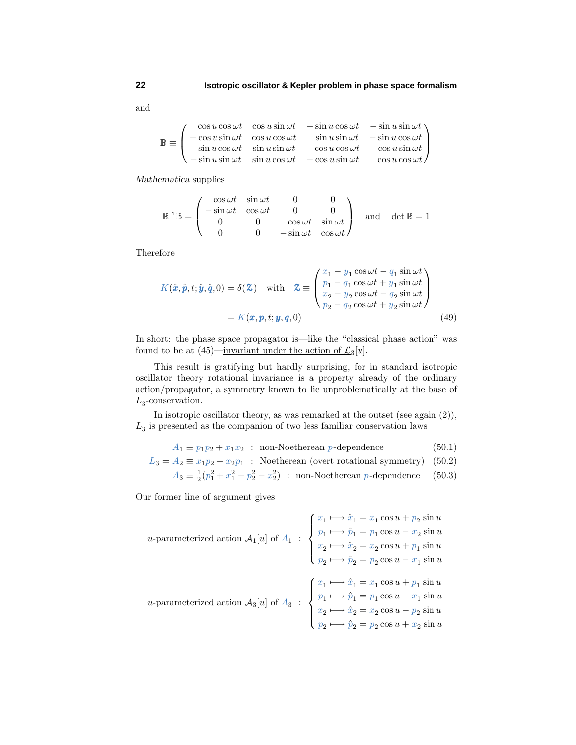and

$$
\mathbb{B} \equiv \begin{pmatrix} \cos u \cos \omega t & \cos u \sin \omega t & -\sin u \cos \omega t & -\sin u \sin \omega t \\ -\cos u \sin \omega t & \cos u \cos \omega t & \sin u \sin \omega t & -\sin u \cos \omega t \\ \sin u \cos \omega t & \sin u \sin \omega t & \cos u \cos \omega t & \cos u \sin \omega t \\ -\sin u \sin \omega t & \sin u \cos \omega t & -\cos u \sin \omega t & \cos u \cos \omega t \end{pmatrix}
$$

*Mathematica* supplies

$$
\mathbb{R}^{-1}\mathbb{B} = \begin{pmatrix} \cos \omega t & \sin \omega t & 0 & 0 \\ -\sin \omega t & \cos \omega t & 0 & 0 \\ 0 & 0 & \cos \omega t & \sin \omega t \\ 0 & 0 & -\sin \omega t & \cos \omega t \end{pmatrix} \quad \text{and} \quad \det \mathbb{R} = 1
$$

Therefore

$$
\begin{aligned}
K(\hat{\boldsymbol{x}}, \hat{\boldsymbol{p}}, t; \hat{\boldsymbol{y}}, \hat{\boldsymbol{q}}, 0) &= \delta(\boldsymbol{\mathcal{Z}}) \quad \text{with} \quad \boldsymbol{\mathcal{Z}} \equiv \begin{pmatrix} x_1 - y_1 \cos \omega t - q_1 \sin \omega t \\ p_1 - q_1 \cos \omega t + y_1 \sin \omega t \\ x_2 - y_2 \cos \omega t - q_2 \sin \omega t \\ p_2 - q_2 \cos \omega t + y_2 \sin \omega t \end{pmatrix} \\
&= K(\boldsymbol{x}, \boldsymbol{p}, t; \boldsymbol{y}, \boldsymbol{q}, 0)
\end{aligned} \tag{49}
$$

In short: the phase space propagator is—like the "classical phase action" was found to be at (45)—invariant under the action of $\mathcal{L}_3[u]$.

This result is gratifying but hardly surprising, for in standard isotropic oscillator theory rotational invariance is a property already of the ordinary action/propagator, a symmetry known to lie unproblematically at the base of $L_3$-conservation.

In isotropic oscillator theory, as was remarked at the outset (see again (2)), $L_3$ is presented as the companion of two less familiar conservation laws

$$
A_1 \equiv p_1 p_2 + x_1 x_2 \; : \; \text{non-Noetherean } p\text{-dependence} \tag{50.1}
$$

$$
L_3 = A_2 \equiv x_1 p_2 - x_2 p_1 \; : \; \text{Noetherean (overt rotational symmetry)} \tag{50.2}
$$

$$
A_3 \equiv \tfrac{1}{2}(p_1^2 + x_1^2 - p_2^2 - x_2^2) \; : \; \text{non-Noetherean } p\text{-dependence} \tag{50.3}
$$

Our former line of argument gives

$$
u\text{-parameterized action } \mathcal{A}_1[u] \text{ of } A_1 \; : \; \begin{cases} x_1 \longmapsto \hat{x}_1 = x_1 \cos u + p_2 \sin u \\ p_1 \longmapsto \hat{p}_1 = p_1 \cos u - x_2 \sin u \\ x_2 \longmapsto \hat{x}_2 = x_2 \cos u + p_1 \sin u \\ p_2 \longmapsto \hat{p}_2 = p_2 \cos u - x_1 \sin u \end{cases}
$$

$$
u\text{-parameterized action } \mathcal{A}_3[u] \text{ of } A_3 \; : \; \begin{cases} x_1 \longmapsto \hat{x}_1 = x_1 \cos u + p_1 \sin u \\ p_1 \longmapsto \hat{p}_1 = p_1 \cos u - x_1 \sin u \\ x_2 \longmapsto \hat{x}_2 = x_2 \cos u - p_2 \sin u \\ p_2 \longmapsto \hat{p}_2 = p_2 \cos u + x_2 \sin u \end{cases}
$$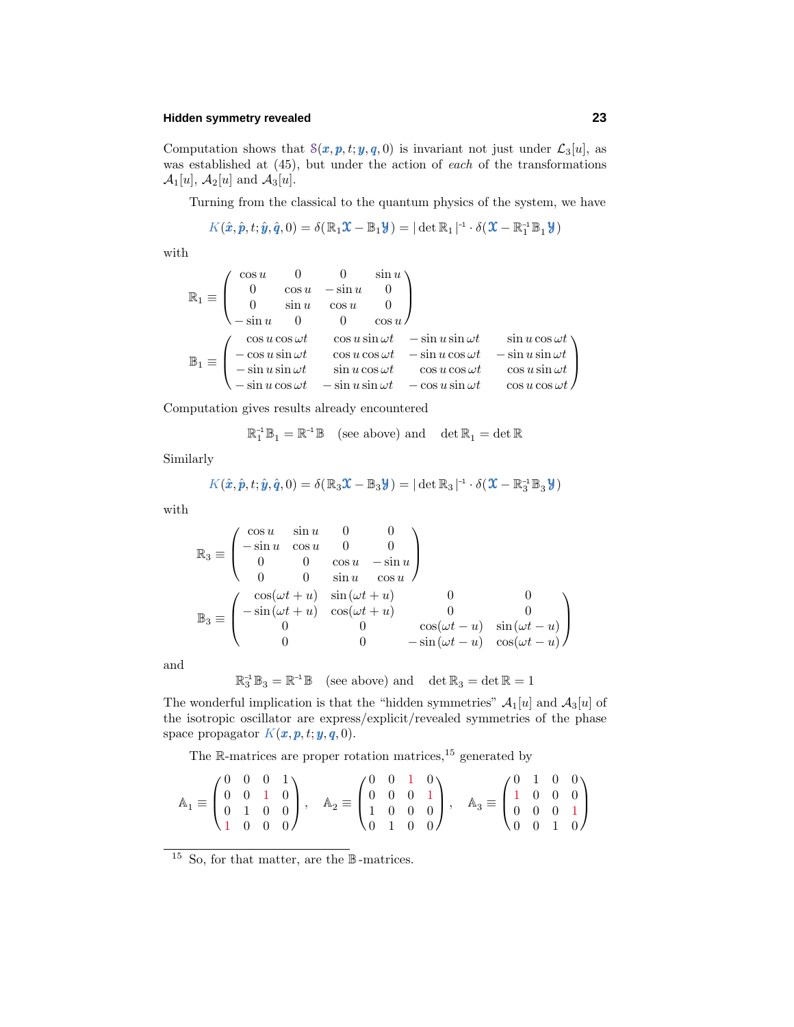Computation shows that $\mathcal{S}(\boldsymbol{x},\boldsymbol{p},t;\boldsymbol{y},\boldsymbol{q},0)$ is invariant not just under $\mathcal{L}_3[u]$, as was established at (45), but under the action of *each* of the transformations $\mathcal{A}_1[u]$, $\mathcal{A}_2[u]$ and $\mathcal{A}_3[u]$.

Turning from the classical to the quantum physics of the system, we have

$$K(\hat{\boldsymbol{x}},\hat{\boldsymbol{p}},t;\hat{\boldsymbol{y}},\hat{\boldsymbol{q}},0) = \delta(\mathbb{R}_1\boldsymbol{\mathfrak{X}} - \mathbb{B}_1\boldsymbol{\mathfrak{Y}}) = |\det\mathbb{R}_1|^{-1}\cdot\delta(\boldsymbol{\mathfrak{X}} - \mathbb{R}_1^{-1}\mathbb{B}_1\boldsymbol{\mathfrak{Y}})$$

with

$$\mathbb{R}_1 \equiv \begin{pmatrix} \cos u & 0 & 0 & \sin u \\ 0 & \cos u & -\sin u & 0 \\ 0 & \sin u & \cos u & 0 \\ -\sin u & 0 & 0 & \cos u \end{pmatrix}$$

$$\mathbb{B}_1 \equiv \begin{pmatrix} \cos u\cos\omega t & \cos u\sin\omega t & -\sin u\sin\omega t & \sin u\cos\omega t \\ -\cos u\sin\omega t & \cos u\cos\omega t & -\sin u\cos\omega t & -\sin u\sin\omega t \\ -\sin u\sin\omega t & \sin u\cos\omega t & \cos u\cos\omega t & \cos u\sin\omega t \\ -\sin u\cos\omega t & -\sin u\sin\omega t & -\cos u\sin\omega t & \cos u\cos\omega t \end{pmatrix}$$

Computation gives results already encountered

$$\mathbb{R}_1^{-1}\mathbb{B}_1 = \mathbb{R}^{-1}\mathbb{B} \quad \text{(see above) and} \quad \det\mathbb{R}_1 = \det\mathbb{R}$$

Similarly

$$K(\hat{\boldsymbol{x}},\hat{\boldsymbol{p}},t;\hat{\boldsymbol{y}},\hat{\boldsymbol{q}},0) = \delta(\mathbb{R}_3\boldsymbol{\mathfrak{X}} - \mathbb{B}_3\boldsymbol{\mathfrak{Y}}) = |\det\mathbb{R}_3|^{-1}\cdot\delta(\boldsymbol{\mathfrak{X}} - \mathbb{R}_3^{-1}\mathbb{B}_3\boldsymbol{\mathfrak{Y}})$$

with

$$\mathbb{R}_3 \equiv \begin{pmatrix} \cos u & \sin u & 0 & 0 \\ -\sin u & \cos u & 0 & 0 \\ 0 & 0 & \cos u & -\sin u \\ 0 & 0 & \sin u & \cos u \end{pmatrix}$$

$$\mathbb{B}_3 \equiv \begin{pmatrix} \cos(\omega t + u) & \sin(\omega t + u) & 0 & 0 \\ -\sin(\omega t + u) & \cos(\omega t + u) & 0 & 0 \\ 0 & 0 & \cos(\omega t - u) & \sin(\omega t - u) \\ 0 & 0 & -\sin(\omega t - u) & \cos(\omega t - u) \end{pmatrix}$$

and

$$\mathbb{R}_3^{-1}\mathbb{B}_3 = \mathbb{R}^{-1}\mathbb{B} \quad \text{(see above) and} \quad \det\mathbb{R}_3 = \det\mathbb{R} = 1$$

The wonderful implication is that the "hidden symmetries" $\mathcal{A}_1[u]$ and $\mathcal{A}_3[u]$ of the isotropic oscillator are express/explicit/revealed symmetries of the phase space propagator $K(\boldsymbol{x},\boldsymbol{p},t;\boldsymbol{y},\boldsymbol{q},0)$.

The $\mathbb{R}$-matrices are proper rotation matrices,[15] generated by

$$\mathbb{A}_1 \equiv \begin{pmatrix} 0 & 0 & 0 & 1 \\ 0 & 0 & 1 & 0 \\ 0 & 1 & 0 & 0 \\ 1 & 0 & 0 & 0 \end{pmatrix}, \quad \mathbb{A}_2 \equiv \begin{pmatrix} 0 & 0 & 1 & 0 \\ 0 & 0 & 0 & 1 \\ 1 & 0 & 0 & 0 \\ 0 & 1 & 0 & 0 \end{pmatrix}, \quad \mathbb{A}_3 \equiv \begin{pmatrix} 0 & 1 & 0 & 0 \\ 1 & 0 & 0 & 0 \\ 0 & 0 & 0 & 1 \\ 0 & 0 & 1 & 0 \end{pmatrix}$$

---

[15] So, for that matter, are the $\mathbb{B}$-matrices.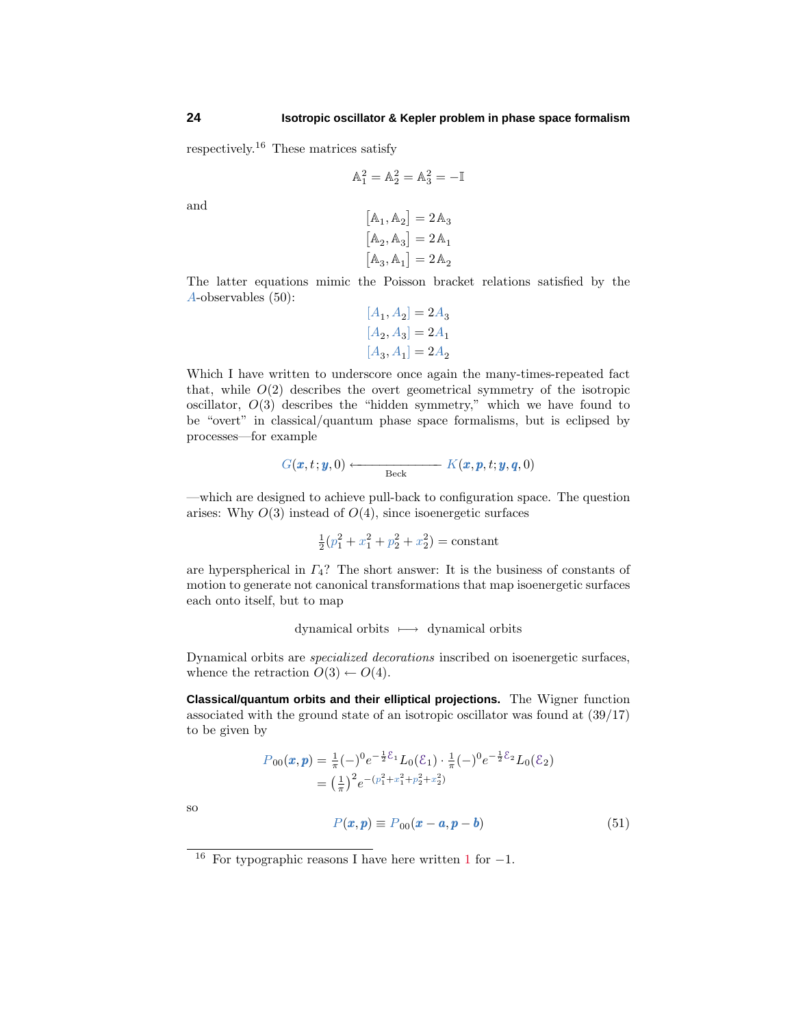respectively.[16] These matrices satisfy

$$\mathbb{A}_1^2 = \mathbb{A}_2^2 = \mathbb{A}_3^2 = -\mathbb{I}$$

and

$$\begin{aligned}
\big[\mathbb{A}_1, \mathbb{A}_2\big] &= 2\,\mathbb{A}_3\\
\big[\mathbb{A}_2, \mathbb{A}_3\big] &= 2\,\mathbb{A}_1\\
\big[\mathbb{A}_3, \mathbb{A}_1\big] &= 2\,\mathbb{A}_2
\end{aligned}$$

The latter equations mimic the Poisson bracket relations satisfied by the $A$-observables (50):

$$\begin{aligned}
[A_1, A_2] &= 2A_3\\
[A_2, A_3] &= 2A_1\\
[A_3, A_1] &= 2A_2
\end{aligned}$$

Which I have written to underscore once again the many-times-repeated fact that, while $O(2)$ describes the overt geometrical symmetry of the isotropic oscillator, $O(3)$ describes the "hidden symmetry," which we have found to be "overt" in classical/quantum phase space formalisms, but is eclipsed by processes—for example

$$G(\boldsymbol{x}, t; \boldsymbol{y}, 0) \xleftarrow[\text{Beck}]{\hspace{2cm}} K(\boldsymbol{x}, \boldsymbol{p}, t; \boldsymbol{y}, \boldsymbol{q}, 0)$$

—which are designed to achieve pull-back to configuration space. The question arises: Why $O(3)$ instead of $O(4)$, since isoenergetic surfaces

$$\tfrac{1}{2}(p_1^2 + x_1^2 + p_2^2 + x_2^2) = \text{constant}$$

are hyperspherical in $\Gamma_4$? The short answer: It is the business of constants of motion to generate not canonical transformations that map isoenergetic surfaces each onto itself, but to map

$$\text{dynamical orbits} \;\longmapsto\; \text{dynamical orbits}$$

Dynamical orbits are *specialized decorations* inscribed on isoenergetic surfaces, whence the retraction $O(3) \leftarrow O(4)$.

**Classical/quantum orbits and their elliptical projections.** The Wigner function associated with the ground state of an isotropic oscillator was found at (39/17) to be given by

$$\begin{aligned}
P_{00}(\boldsymbol{x}, \boldsymbol{p}) &= \tfrac{1}{\pi}(-)^0 e^{-\frac{1}{2}\mathcal{E}_1} L_0(\mathcal{E}_1) \cdot \tfrac{1}{\pi}(-)^0 e^{-\frac{1}{2}\mathcal{E}_2} L_0(\mathcal{E}_2)\\
&= \big(\tfrac{1}{\pi}\big)^2 e^{-(p_1^2 + x_1^2 + p_2^2 + x_2^2)}
\end{aligned}$$

so

$$P(\boldsymbol{x}, \boldsymbol{p}) \equiv P_{00}(\boldsymbol{x} - \boldsymbol{a}, \boldsymbol{p} - \boldsymbol{b}) \tag{51}$$

---

[16] For typographic reasons I have here written $1$ for $-1$.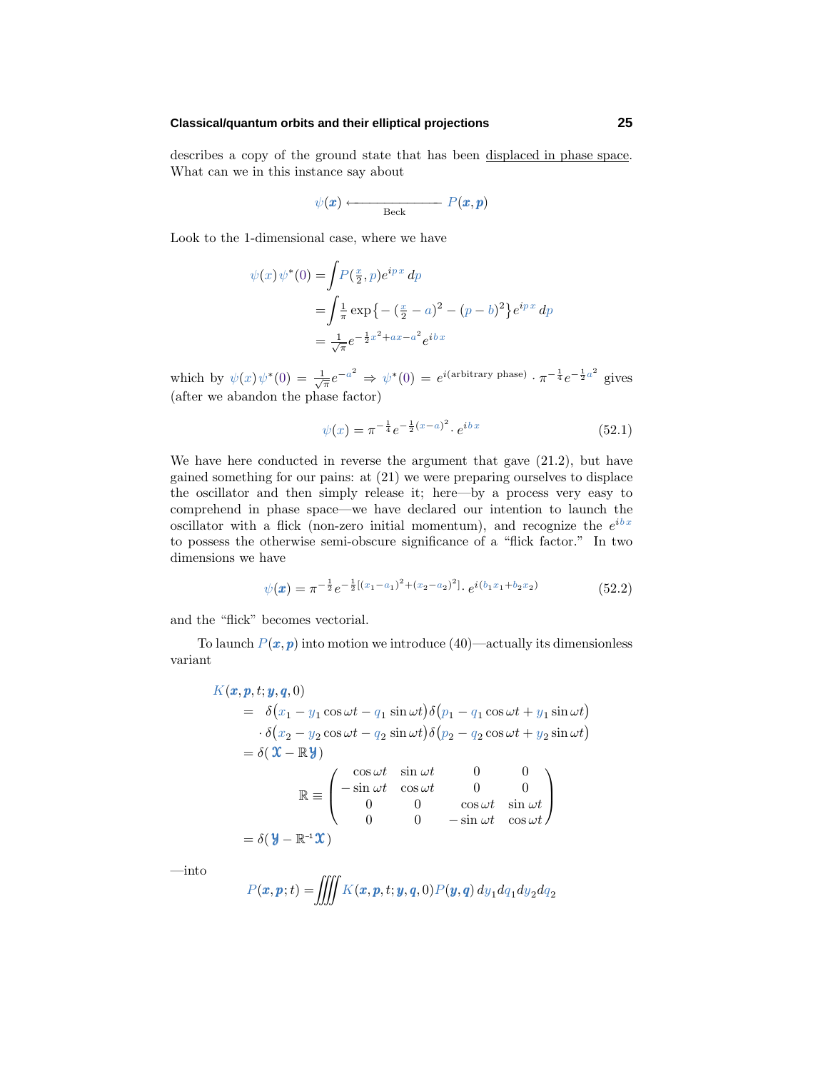describes a copy of the ground state that has been displaced in phase space. What can we in this instance say about

$$\psi(\boldsymbol{x}) \xleftarrow[\text{Beck}]{\hspace{2cm}} P(\boldsymbol{x},\boldsymbol{p})$$

Look to the 1-dimensional case, where we have

$$\begin{aligned}
\psi(x)\,\psi^*(0) &= \int P(\tfrac{x}{2},p)e^{ip\,x}\,dp \\
&= \int \tfrac{1}{\pi}\exp\big\{-(\tfrac{x}{2}-a)^2-(p-b)^2\big\}e^{ip\,x}\,dp \\
&= \tfrac{1}{\sqrt{\pi}}e^{-\frac{1}{2}x^2+ax-a^2}e^{ib\,x}
\end{aligned}$$

which by $\psi(x)\,\psi^*(0) = \frac{1}{\sqrt{\pi}}e^{-a^2} \Rightarrow \psi^*(0) = e^{i(\text{arbitrary phase})}\cdot \pi^{-\frac{1}{4}}e^{-\frac{1}{2}a^2}$ gives (after we abandon the phase factor)

$$\psi(x) = \pi^{-\frac{1}{4}}e^{-\frac{1}{2}(x-a)^2}\cdot e^{ib\,x} \tag{52.1}$$

We have here conducted in reverse the argument that gave (21.2), but have gained something for our pains: at (21) we were preparing ourselves to displace the oscillator and then simply release it; here—by a process very easy to comprehend in phase space—we have declared our intention to launch the oscillator with a flick (non-zero initial momentum), and recognize the $e^{ib\,x}$ to possess the otherwise semi-obscure significance of a "flick factor." In two dimensions we have

$$\psi(\boldsymbol{x}) = \pi^{-\frac{1}{2}}e^{-\frac{1}{2}[(x_1-a_1)^2+(x_2-a_2)^2]}\cdot e^{i(b_1x_1+b_2x_2)} \tag{52.2}$$

and the "flick" becomes vectorial.

To launch $P(\boldsymbol{x},\boldsymbol{p})$ into motion we introduce (40)—actually its dimensionless variant

$$\begin{aligned}
&K(\boldsymbol{x},\boldsymbol{p},t;\boldsymbol{y},\boldsymbol{q},0) \\
&\quad= \delta\big(x_1-y_1\cos\omega t-q_1\sin\omega t\big)\delta\big(p_1-q_1\cos\omega t+y_1\sin\omega t\big) \\
&\qquad\cdot\delta\big(x_2-y_2\cos\omega t-q_2\sin\omega t\big)\delta\big(p_2-q_2\cos\omega t+y_2\sin\omega t\big) \\
&\quad= \delta(\boldsymbol{\mathfrak{X}}-\mathbb{R}\boldsymbol{\mathfrak{Y}}) \\
&\qquad\qquad \mathbb{R}\equiv\begin{pmatrix}\cos\omega t & \sin\omega t & 0 & 0\\ -\sin\omega t & \cos\omega t & 0 & 0\\ 0 & 0 & \cos\omega t & \sin\omega t\\ 0 & 0 & -\sin\omega t & \cos\omega t\end{pmatrix} \\
&\quad= \delta(\boldsymbol{\mathfrak{Y}}-\mathbb{R}^{-1}\boldsymbol{\mathfrak{X}})
\end{aligned}$$

—into

$$P(\boldsymbol{x},\boldsymbol{p};t) = \iiiint K(\boldsymbol{x},\boldsymbol{p},t;\boldsymbol{y},\boldsymbol{q},0)P(\boldsymbol{y},\boldsymbol{q})\,dy_1dq_1dy_2dq_2$$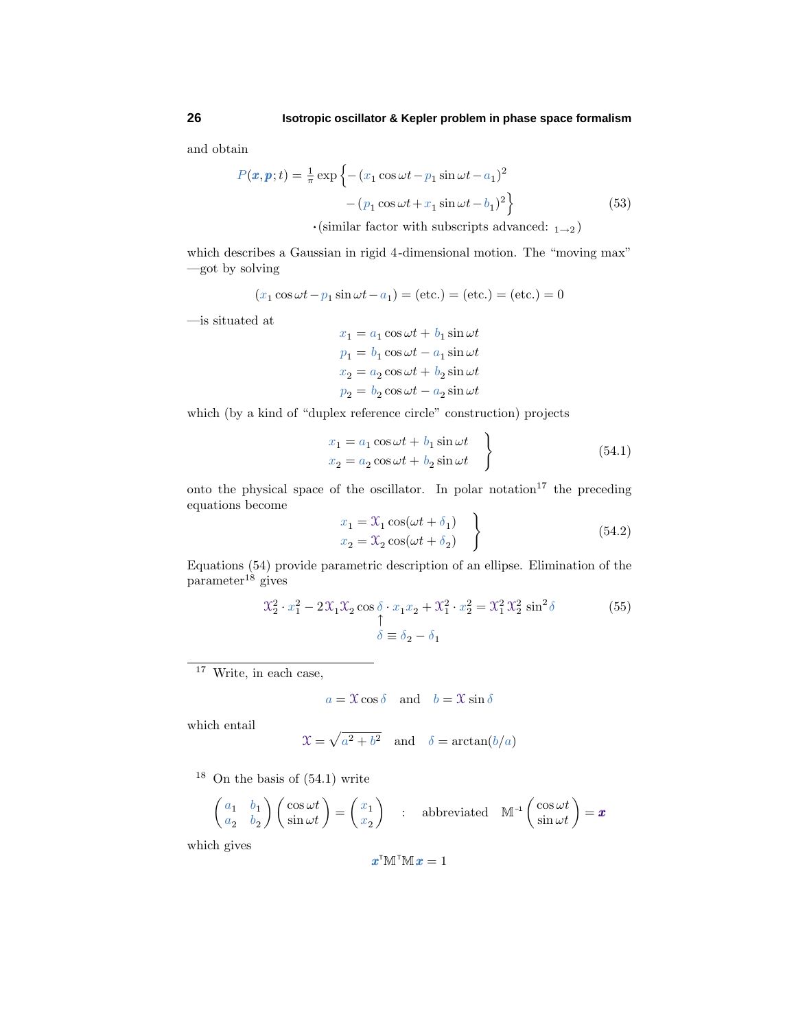and obtain

$$
\begin{aligned}
P(\boldsymbol{x},\boldsymbol{p};t) = \tfrac{1}{\pi}\exp\Big\{ &-(x_1\cos\omega t - p_1\sin\omega t - a_1)^2 \\
&-(p_1\cos\omega t + x_1\sin\omega t - b_1)^2\Big\} \\
&\cdot(\text{similar factor with subscripts advanced: }_{1\to 2})
\end{aligned}
\tag{53}
$$

which describes a Gaussian in rigid 4-dimensional motion. The "moving max" —got by solving

$$
(x_1\cos\omega t - p_1\sin\omega t - a_1) = (\text{etc.}) = (\text{etc.}) = (\text{etc.}) = 0
$$

—is situated at

$$
\begin{aligned}
x_1 &= a_1\cos\omega t + b_1\sin\omega t \\
p_1 &= b_1\cos\omega t - a_1\sin\omega t \\
x_2 &= a_2\cos\omega t + b_2\sin\omega t \\
p_2 &= b_2\cos\omega t - a_2\sin\omega t
\end{aligned}
$$

which (by a kind of "duplex reference circle" construction) projects

$$
\left.
\begin{aligned}
x_1 &= a_1\cos\omega t + b_1\sin\omega t \\
x_2 &= a_2\cos\omega t + b_2\sin\omega t
\end{aligned}
\right\}
\tag{54.1}
$$

onto the physical space of the oscillator. In polar notation[17] the preceding equations become

$$
\left.
\begin{aligned}
x_1 &= \mathcal{X}_1\cos(\omega t + \delta_1) \\
x_2 &= \mathcal{X}_2\cos(\omega t + \delta_2)
\end{aligned}
\right\}
\tag{54.2}
$$

Equations (54) provide parametric description of an ellipse. Elimination of the parameter[18] gives

$$
\mathcal{X}_2^2\cdot x_1^2 - 2\mathcal{X}_1\mathcal{X}_2\underset{\substack{\uparrow \\ \delta\,\equiv\,\delta_2-\delta_1}}{\cos\delta}\cdot x_1x_2 + \mathcal{X}_1^2\cdot x_2^2 = \mathcal{X}_1^2\,\mathcal{X}_2^2\,\sin^2\delta
\tag{55}
$$

---

[17] Write, in each case,

$$
a = \mathcal{X}\cos\delta \quad\text{and}\quad b = \mathcal{X}\sin\delta
$$

which entail

$$
\mathcal{X} = \sqrt{a^2 + b^2} \quad\text{and}\quad \delta = \arctan(b/a)
$$

[18] On the basis of (54.1) write

$$
\begin{pmatrix} a_1 & b_1 \\ a_2 & b_2 \end{pmatrix}\begin{pmatrix} \cos\omega t \\ \sin\omega t \end{pmatrix} = \begin{pmatrix} x_1 \\ x_2 \end{pmatrix} \quad : \quad \text{abbreviated}\quad \mathbb{M}^{-1}\begin{pmatrix} \cos\omega t \\ \sin\omega t \end{pmatrix} = \boldsymbol{x}
$$

which gives

$$
\boldsymbol{x}^{\mathsf{T}}\mathbb{M}^{\mathsf{T}}\mathbb{M}\,\boldsymbol{x} = 1
$$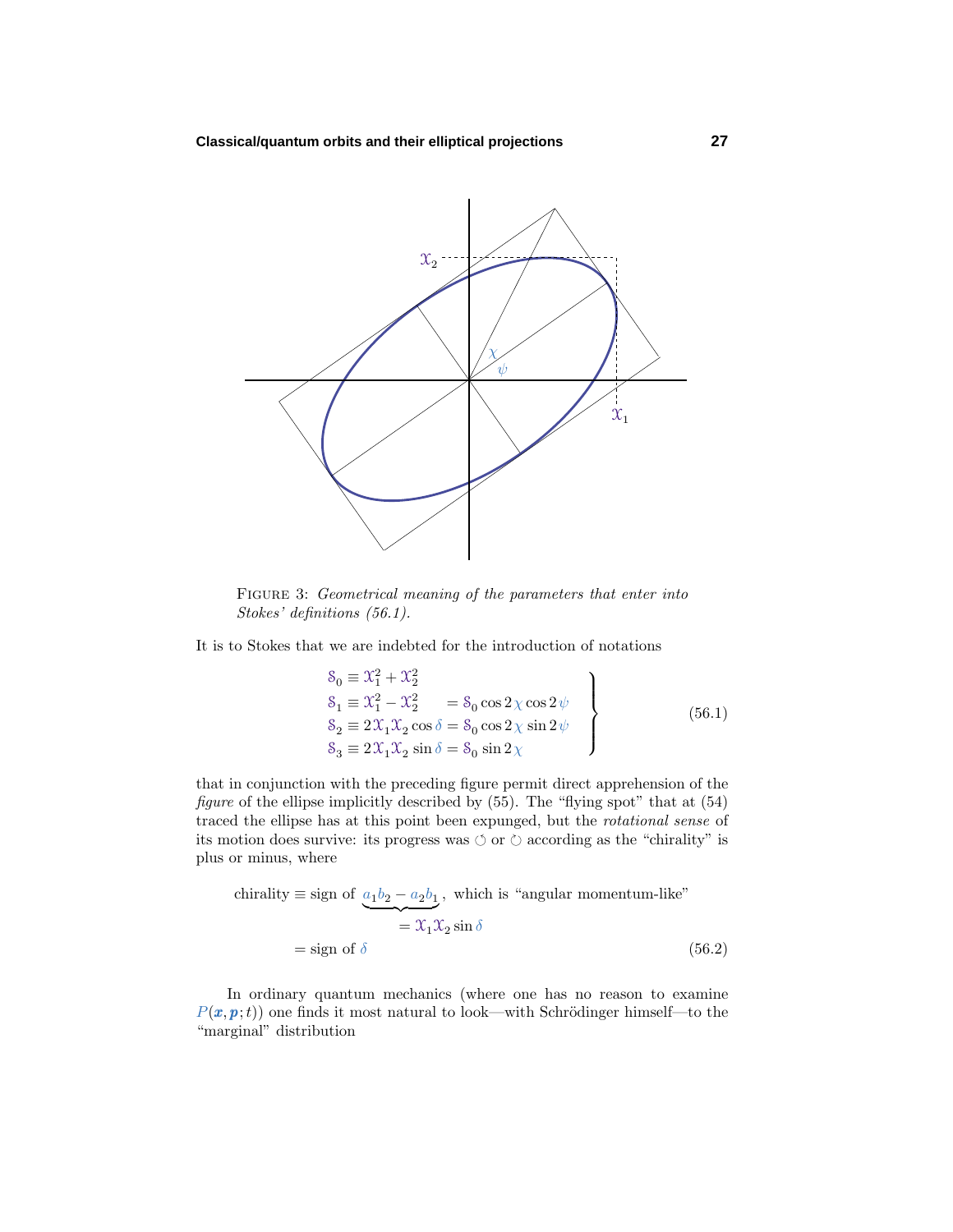FIGURE 3: *Geometrical meaning of the parameters that enter into Stokes' definitions (56.1).*

It is to Stokes that we are indebted for the introduction of notations

$$\left.\begin{aligned}
\mathcal{S}_0 &\equiv \mathcal{X}_1^2 + \mathcal{X}_2^2 \\
\mathcal{S}_1 &\equiv \mathcal{X}_1^2 - \mathcal{X}_2^2 \qquad = \mathcal{S}_0 \cos 2\chi \cos 2\psi \\
\mathcal{S}_2 &\equiv 2\mathcal{X}_1\mathcal{X}_2 \cos\delta = \mathcal{S}_0 \cos 2\chi \sin 2\psi \\
\mathcal{S}_3 &\equiv 2\mathcal{X}_1\mathcal{X}_2 \sin\delta = \mathcal{S}_0 \sin 2\chi
\end{aligned}\right\} \tag{56.1}$$

that in conjunction with the preceding figure permit direct apprehension of the *figure* of the ellipse implicitly described by (55). The "flying spot" that at (54) traced the ellipse has at this point been expunged, but the *rotational sense* of its motion does survive: its progress was ↺ or ↻ according as the "chirality" is plus or minus, where

$$\begin{aligned}
\text{chirality} &\equiv \text{sign of } \underbrace{a_1 b_2 - a_2 b_1}_{=\,\mathcal{X}_1\mathcal{X}_2\sin\delta}, \text{ which is "angular momentum-like"} \\
&= \text{sign of } \delta
\end{aligned} \tag{56.2}$$

In ordinary quantum mechanics (where one has no reason to examine $P(\boldsymbol{x}, \boldsymbol{p}; t)$) one finds it most natural to look—with Schrödinger himself—to the "marginal" distribution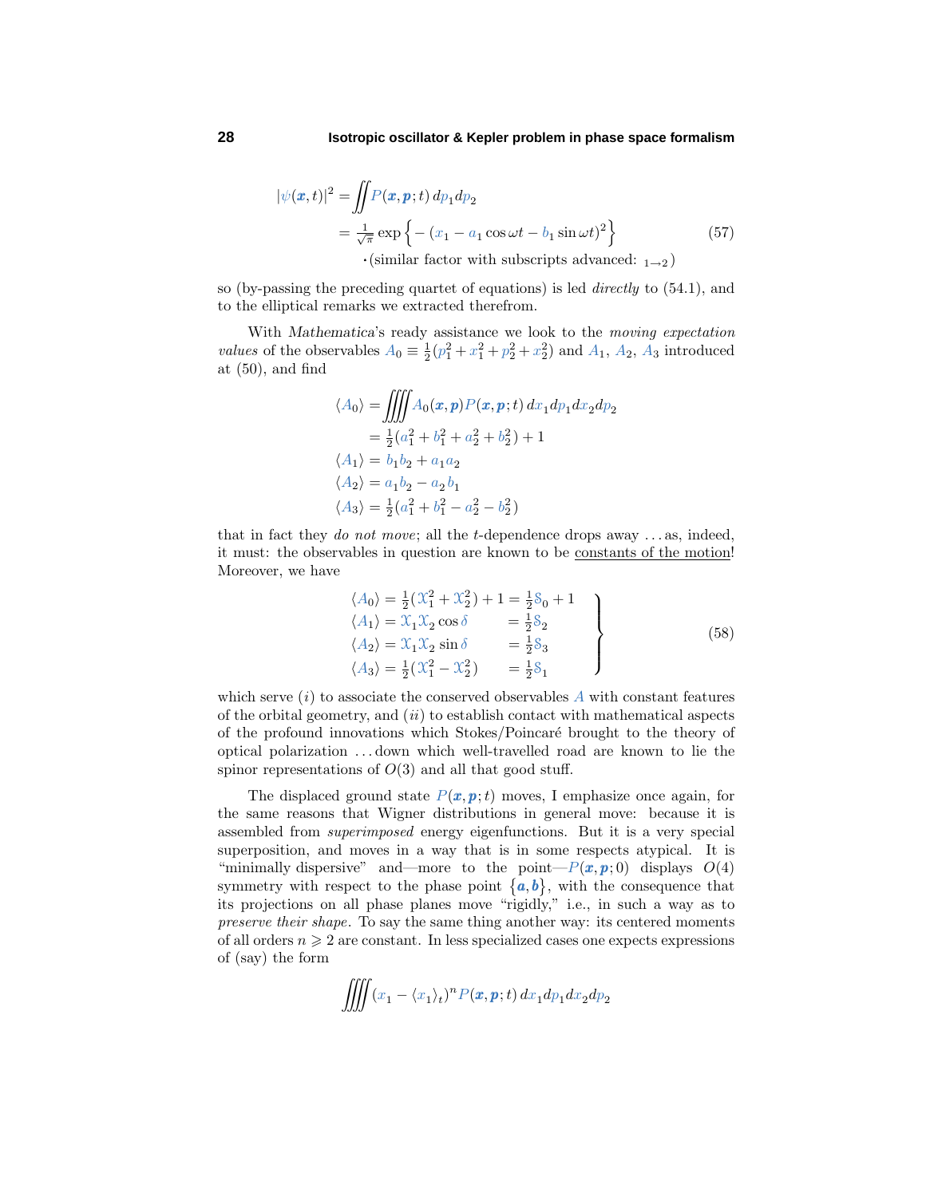$$
\begin{aligned}
|\psi(\boldsymbol{x},t)|^2 &= \iint P(\boldsymbol{x},\boldsymbol{p};t)\,dp_1 dp_2 \\
&= \tfrac{1}{\sqrt{\pi}} \exp\Big\{-\left(x_1 - a_1\cos\omega t - b_1 \sin\omega t\right)^2\Big\} \\
&\qquad \cdot\text{(similar factor with subscripts advanced: } {}_{1\to 2}\text{)}
\end{aligned}
\tag{57}
$$

so (by-passing the preceding quartet of equations) is led *directly* to (54.1), and to the elliptical remarks we extracted therefrom.

With *Mathematica*'s ready assistance we look to the *moving expectation values* of the observables $A_0 \equiv \frac{1}{2}(p_1^2 + x_1^2 + p_2^2 + x_2^2)$ and $A_1$, $A_2$, $A_3$ introduced at (50), and find

$$
\begin{aligned}
\langle A_0 \rangle &= \iiiint A_0(\boldsymbol{x},\boldsymbol{p})P(\boldsymbol{x},\boldsymbol{p};t)\,dx_1 dp_1 dx_2 dp_2 \\
&= \tfrac{1}{2}(a_1^2 + b_1^2 + a_2^2 + b_2^2) + 1 \\
\langle A_1 \rangle &= b_1 b_2 + a_1 a_2 \\
\langle A_2 \rangle &= a_1 b_2 - a_2 b_1 \\
\langle A_3 \rangle &= \tfrac{1}{2}(a_1^2 + b_1^2 - a_2^2 - b_2^2)
\end{aligned}
$$

that in fact they *do not move*; all the $t$-dependence drops away . . . as, indeed, it must: the observables in question are known to be constants of the motion! Moreover, we have

$$
\left.
\begin{aligned}
\langle A_0 \rangle &= \tfrac{1}{2}(\mathcal{X}_1^2 + \mathcal{X}_2^2) + 1 = \tfrac{1}{2}\mathcal{S}_0 + 1 \\
\langle A_1 \rangle &= \mathcal{X}_1\mathcal{X}_2\cos\delta \qquad\;\; = \tfrac{1}{2}\mathcal{S}_2 \\
\langle A_2 \rangle &= \mathcal{X}_1\mathcal{X}_2\sin\delta \qquad\;\; = \tfrac{1}{2}\mathcal{S}_3 \\
\langle A_3 \rangle &= \tfrac{1}{2}(\mathcal{X}_1^2 - \mathcal{X}_2^2) \qquad = \tfrac{1}{2}\mathcal{S}_1
\end{aligned}
\right\}
\tag{58}
$$

which serve $(i)$ to associate the conserved observables $A$ with constant features of the orbital geometry, and $(ii)$ to establish contact with mathematical aspects of the profound innovations which Stokes/Poincaré brought to the theory of optical polarization . . . down which well-travelled road are known to lie the spinor representations of $O(3)$ and all that good stuff.

The displaced ground state $P(\boldsymbol{x},\boldsymbol{p};t)$ moves, I emphasize once again, for the same reasons that Wigner distributions in general move: because it is assembled from *superimposed* energy eigenfunctions. But it is a very special superposition, and moves in a way that is in some respects atypical. It is "minimally dispersive" and—more to the point—$P(\boldsymbol{x},\boldsymbol{p};0)$ displays $O(4)$ symmetry with respect to the phase point $\{\boldsymbol{a},\boldsymbol{b}\}$, with the consequence that its projections on all phase planes move "rigidly," i.e., in such a way as to *preserve their shape*. To say the same thing another way: its centered moments of all orders $n \geqslant 2$ are constant. In less specialized cases one expects expressions of (say) the form

$$
\iiiint (x_1 - \langle x_1 \rangle_t)^n P(\boldsymbol{x},\boldsymbol{p};t)\,dx_1 dp_1 dx_2 dp_2
$$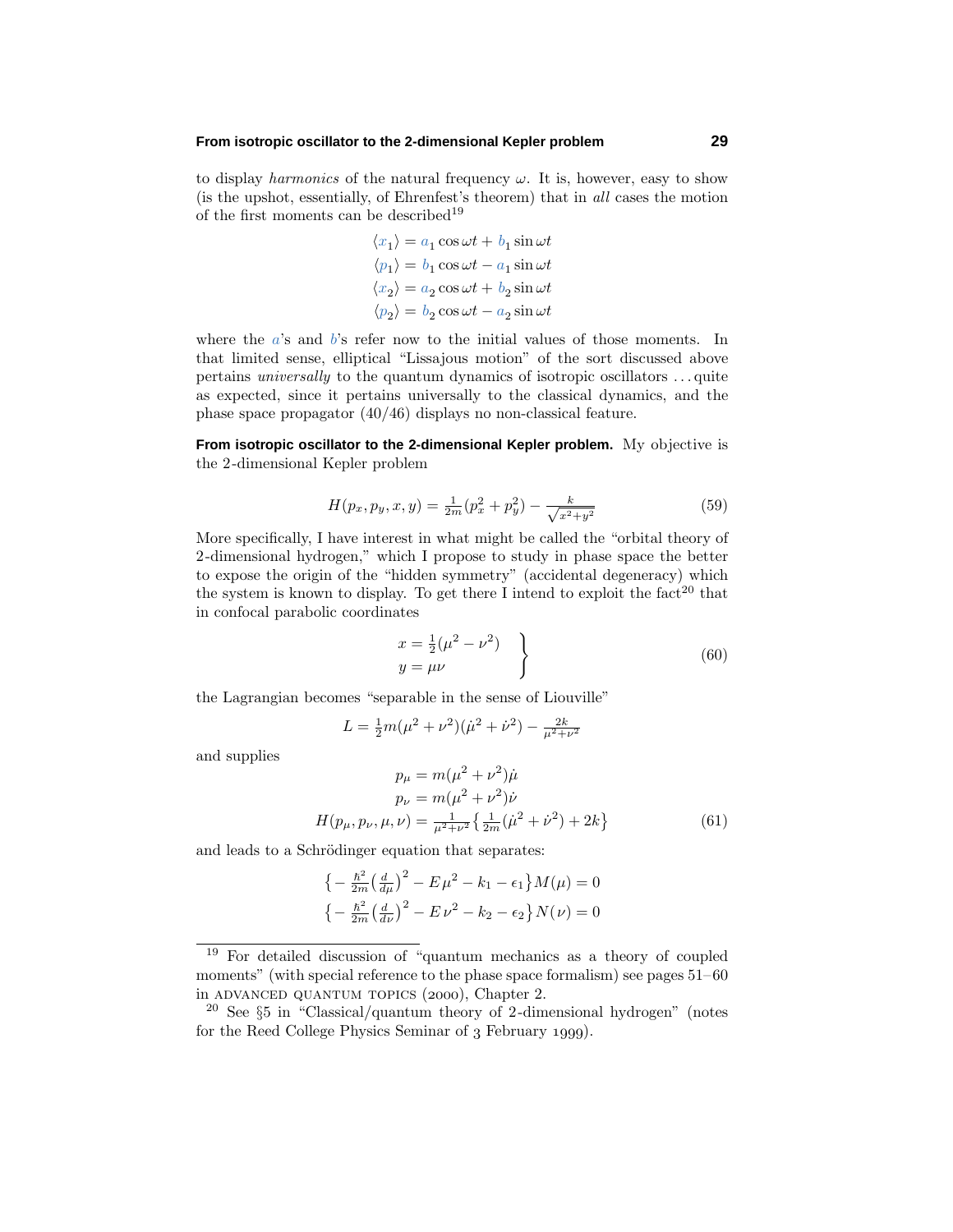to display *harmonics* of the natural frequency $\omega$. It is, however, easy to show (is the upshot, essentially, of Ehrenfest's theorem) that in *all* cases the motion of the first moments can be described[19]

$$
\begin{aligned}
\langle x_1 \rangle &= a_1 \cos \omega t + b_1 \sin \omega t \\
\langle p_1 \rangle &= b_1 \cos \omega t - a_1 \sin \omega t \\
\langle x_2 \rangle &= a_2 \cos \omega t + b_2 \sin \omega t \\
\langle p_2 \rangle &= b_2 \cos \omega t - a_2 \sin \omega t
\end{aligned}
$$

where the $a$'s and $b$'s refer now to the initial values of those moments. In that limited sense, elliptical "Lissajous motion" of the sort discussed above pertains *universally* to the quantum dynamics of isotropic oscillators ... quite as expected, since it pertains universally to the classical dynamics, and the phase space propagator (40/46) displays no non-classical feature.

**From isotropic oscillator to the 2-dimensional Kepler problem.** My objective is the 2-dimensional Kepler problem

$$
H(p_x, p_y, x, y) = \tfrac{1}{2m}(p_x^2 + p_y^2) - \tfrac{k}{\sqrt{x^2+y^2}} \tag{59}
$$

More specifically, I have interest in what might be called the "orbital theory of 2-dimensional hydrogen," which I propose to study in phase space the better to expose the origin of the "hidden symmetry" (accidental degeneracy) which the system is known to display. To get there I intend to exploit the fact[20] that in confocal parabolic coordinates

$$
\left.
\begin{aligned}
x &= \tfrac{1}{2}(\mu^2 - \nu^2) \\
y &= \mu\nu
\end{aligned}
\right\} \tag{60}
$$

the Lagrangian becomes "separable in the sense of Liouville"

$$
L = \tfrac{1}{2}m(\mu^2 + \nu^2)(\dot{\mu}^2 + \dot{\nu}^2) - \tfrac{2k}{\mu^2 + \nu^2}
$$

and supplies

$$
\begin{aligned}
p_\mu &= m(\mu^2 + \nu^2)\dot{\mu} \\
p_\nu &= m(\mu^2 + \nu^2)\dot{\nu} \\
H(p_\mu, p_\nu, \mu, \nu) &= \tfrac{1}{\mu^2+\nu^2}\big\{\tfrac{1}{2m}(\dot{\mu}^2 + \dot{\nu}^2) + 2k\big\}
\end{aligned} \tag{61}
$$

and leads to a Schrödinger equation that separates:

$$
\begin{aligned}
\big\{-\tfrac{\hbar^2}{2m}\big(\tfrac{d}{d\mu}\big)^2 - E\mu^2 - k_1 - \epsilon_1\big\}M(\mu) &= 0 \\
\big\{-\tfrac{\hbar^2}{2m}\big(\tfrac{d}{d\nu}\big)^2 - E\nu^2 - k_2 - \epsilon_2\big\}N(\nu) &= 0
\end{aligned}
$$

---

[19] For detailed discussion of "quantum mechanics as a theory of coupled moments" (with special reference to the phase space formalism) see pages 51–60 in ADVANCED QUANTUM TOPICS (2000), Chapter 2.

[20] See §5 in "Classical/quantum theory of 2-dimensional hydrogen" (notes for the Reed College Physics Seminar of 3 February 1999).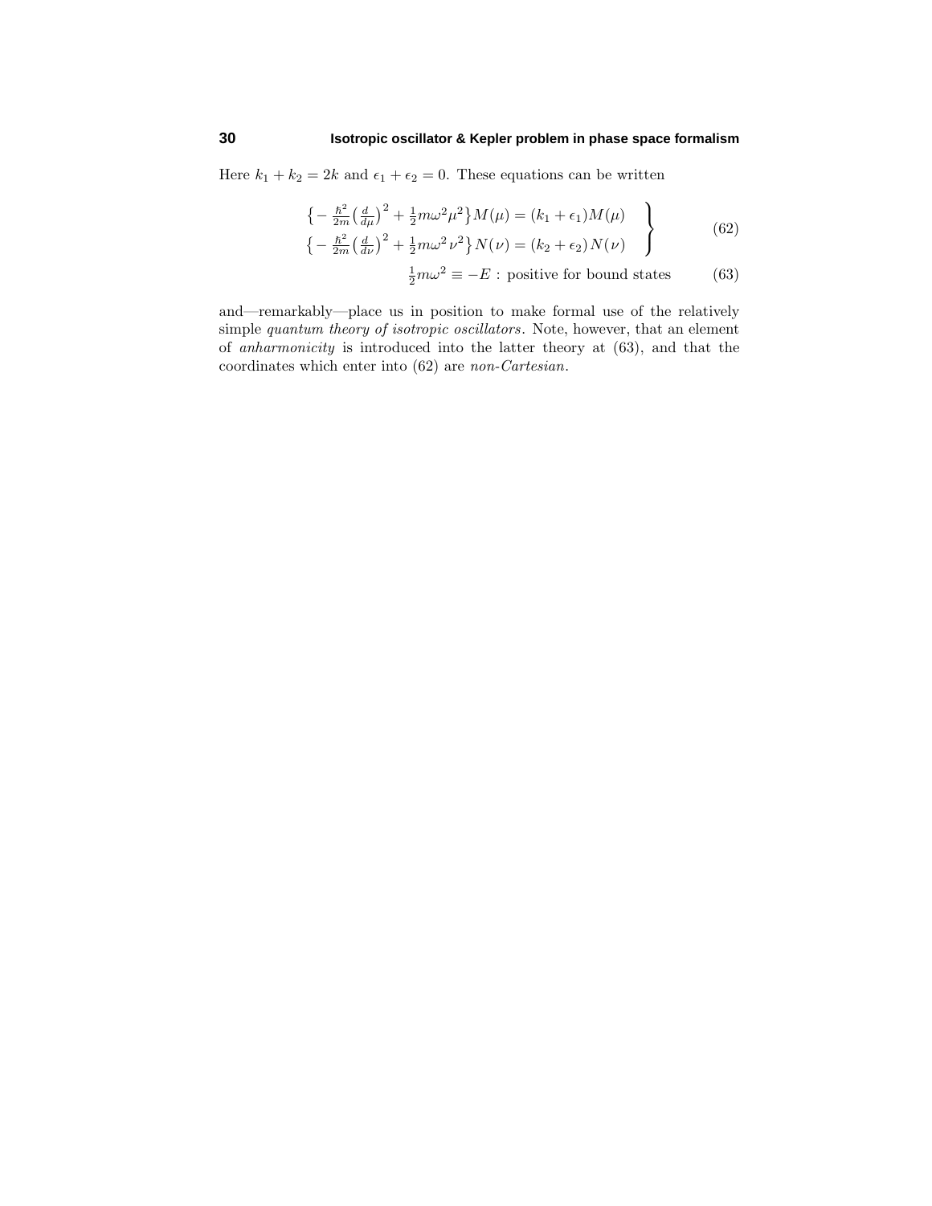Here $k_1 + k_2 = 2k$ and $\epsilon_1 + \epsilon_2 = 0$. These equations can be written

$$
\left.
\begin{aligned}
\big\{-\tfrac{\hbar^2}{2m}\big(\tfrac{d}{d\mu}\big)^2 + \tfrac{1}{2}m\omega^2\mu^2\big\}M(\mu) &= (k_1 + \epsilon_1)M(\mu)\\
\big\{-\tfrac{\hbar^2}{2m}\big(\tfrac{d}{d\nu}\big)^2 + \tfrac{1}{2}m\omega^2\nu^2\big\}N(\nu) &= (k_2 + \epsilon_2)N(\nu)
\end{aligned}
\right\} \tag{62}
$$

$$
\tfrac{1}{2}m\omega^2 \equiv -E : \text{ positive for bound states} \tag{63}
$$

and—remarkably—place us in position to make formal use of the relatively simple *quantum theory of isotropic oscillators*. Note, however, that an element of *anharmonicity* is introduced into the latter theory at (63), and that the coordinates which enter into (62) are *non-Cartesian*.